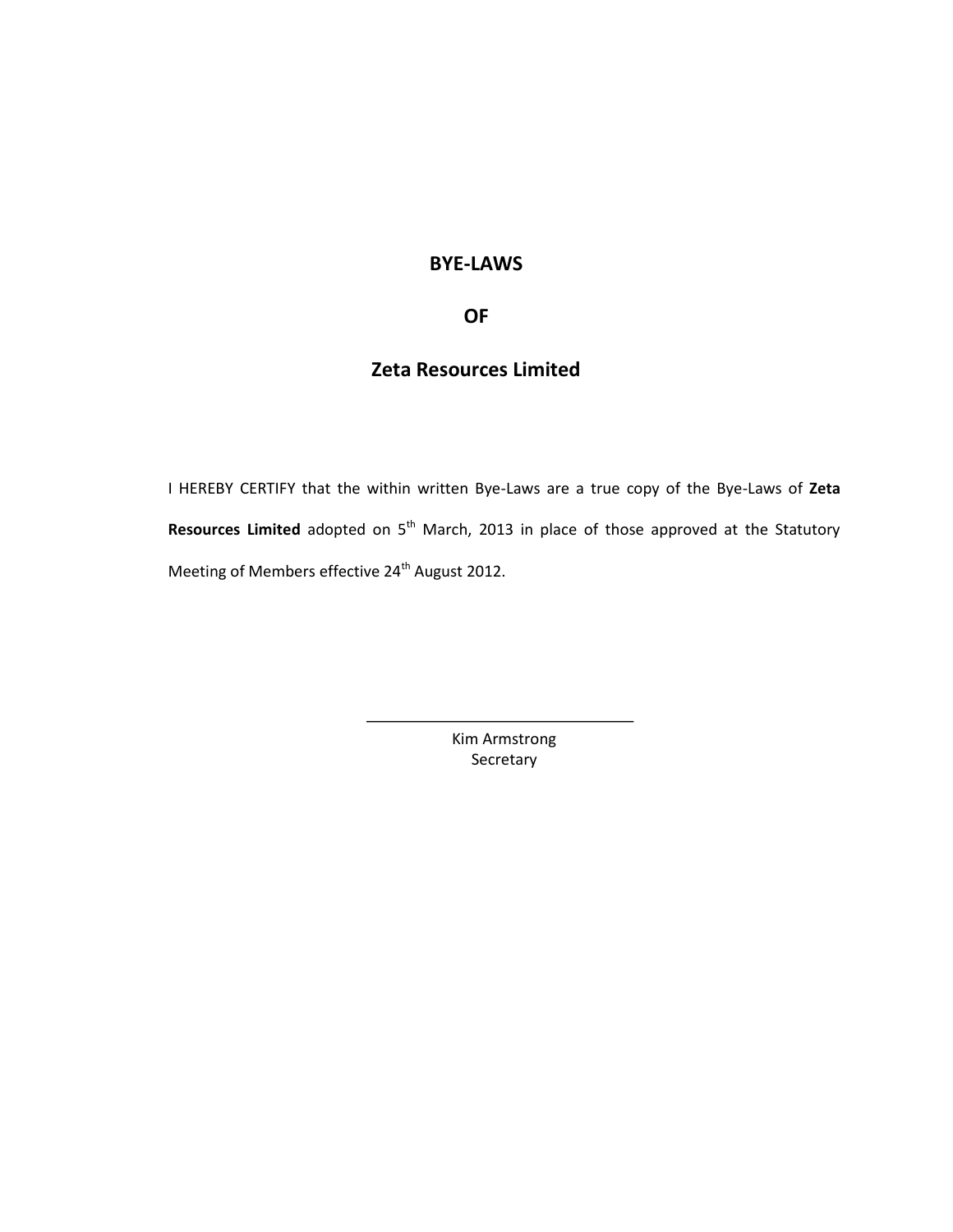# BYE-LAWS

# OF

# Zeta Resources Limited

I HEREBY CERTIFY that the within written Bye-Laws are a true copy of the Bye-Laws of **Zeta Resources Limited** adopted on 5th March, 2013 in place of those approved at the Statutory Meeting of Members effective 24th August 2012.

\_\_\_\_\_\_\_\_\_\_\_\_\_\_\_\_\_\_\_\_\_\_\_\_\_\_\_\_\_\_\_\_

Kim Armstrong
Secretary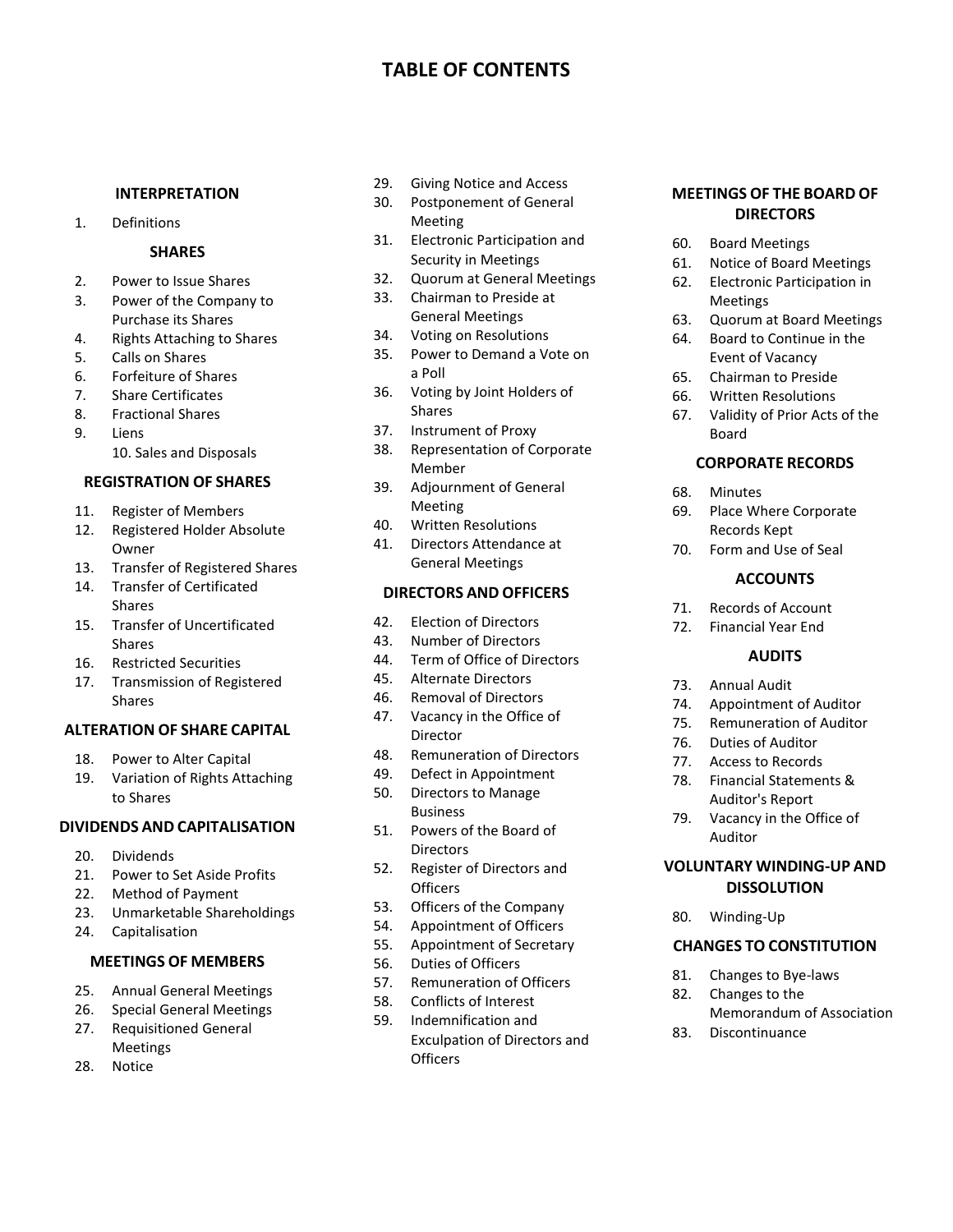# TABLE OF CONTENTS

### INTERPRETATION

1. Definitions

### SHARES

2. Power to Issue Shares
3. Power of the Company to Purchase its Shares
4. Rights Attaching to Shares
5. Calls on Shares
6. Forfeiture of Shares
7. Share Certificates
8. Fractional Shares
9. Liens
10. Sales and Disposals

### REGISTRATION OF SHARES

11. Register of Members
12. Registered Holder Absolute Owner
13. Transfer of Registered Shares
14. Transfer of Certificated Shares
15. Transfer of Uncertificated Shares
16. Restricted Securities
17. Transmission of Registered Shares

### ALTERATION OF SHARE CAPITAL

18. Power to Alter Capital
19. Variation of Rights Attaching to Shares

### DIVIDENDS AND CAPITALISATION

20. Dividends
21. Power to Set Aside Profits
22. Method of Payment
23. Unmarketable Shareholdings
24. Capitalisation

### MEETINGS OF MEMBERS

25. Annual General Meetings
26. Special General Meetings
27. Requisitioned General Meetings
28. Notice
29. Giving Notice and Access
30. Postponement of General Meeting
31. Electronic Participation and Security in Meetings
32. Quorum at General Meetings
33. Chairman to Preside at General Meetings
34. Voting on Resolutions
35. Power to Demand a Vote on a Poll
36. Voting by Joint Holders of Shares
37. Instrument of Proxy
38. Representation of Corporate Member
39. Adjournment of General Meeting
40. Written Resolutions
41. Directors Attendance at General Meetings

### DIRECTORS AND OFFICERS

42. Election of Directors
43. Number of Directors
44. Term of Office of Directors
45. Alternate Directors
46. Removal of Directors
47. Vacancy in the Office of Director
48. Remuneration of Directors
49. Defect in Appointment
50. Directors to Manage Business
51. Powers of the Board of Directors
52. Register of Directors and Officers
53. Officers of the Company
54. Appointment of Officers
55. Appointment of Secretary
56. Duties of Officers
57. Remuneration of Officers
58. Conflicts of Interest
59. Indemnification and Exculpation of Directors and Officers

### MEETINGS OF THE BOARD OF DIRECTORS

60. Board Meetings
61. Notice of Board Meetings
62. Electronic Participation in Meetings
63. Quorum at Board Meetings
64. Board to Continue in the Event of Vacancy
65. Chairman to Preside
66. Written Resolutions
67. Validity of Prior Acts of the Board

### CORPORATE RECORDS

68. Minutes
69. Place Where Corporate Records Kept
70. Form and Use of Seal

### ACCOUNTS

71. Records of Account
72. Financial Year End

### AUDITS

73. Annual Audit
74. Appointment of Auditor
75. Remuneration of Auditor
76. Duties of Auditor
77. Access to Records
78. Financial Statements & Auditor's Report
79. Vacancy in the Office of Auditor

### VOLUNTARY WINDING-UP AND DISSOLUTION

80. Winding-Up

### CHANGES TO CONSTITUTION

81. Changes to Bye-laws
82. Changes to the Memorandum of Association
83. Discontinuance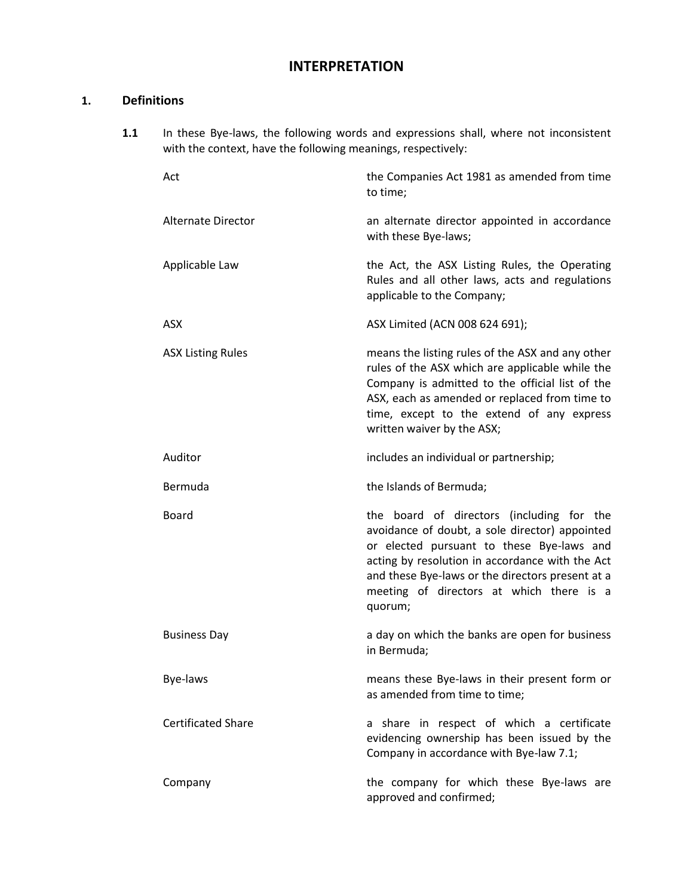# INTERPRETATION

## 1. Definitions

**1.1** In these Bye-laws, the following words and expressions shall, where not inconsistent with the context, have the following meanings, respectively:

| | |
|---|---|
| Act | the Companies Act 1981 as amended from time to time; |
| Alternate Director | an alternate director appointed in accordance with these Bye-laws; |
| Applicable Law | the Act, the ASX Listing Rules, the Operating Rules and all other laws, acts and regulations applicable to the Company; |
| ASX | ASX Limited (ACN 008 624 691); |
| ASX Listing Rules | means the listing rules of the ASX and any other rules of the ASX which are applicable while the Company is admitted to the official list of the ASX, each as amended or replaced from time to time, except to the extend of any express written waiver by the ASX; |
| Auditor | includes an individual or partnership; |
| Bermuda | the Islands of Bermuda; |
| Board | the board of directors (including for the avoidance of doubt, a sole director) appointed or elected pursuant to these Bye-laws and acting by resolution in accordance with the Act and these Bye-laws or the directors present at a meeting of directors at which there is a quorum; |
| Business Day | a day on which the banks are open for business in Bermuda; |
| Bye-laws | means these Bye-laws in their present form or as amended from time to time; |
| Certificated Share | a share in respect of which a certificate evidencing ownership has been issued by the Company in accordance with Bye-law 7.1; |
| Company | the company for which these Bye-laws are approved and confirmed; |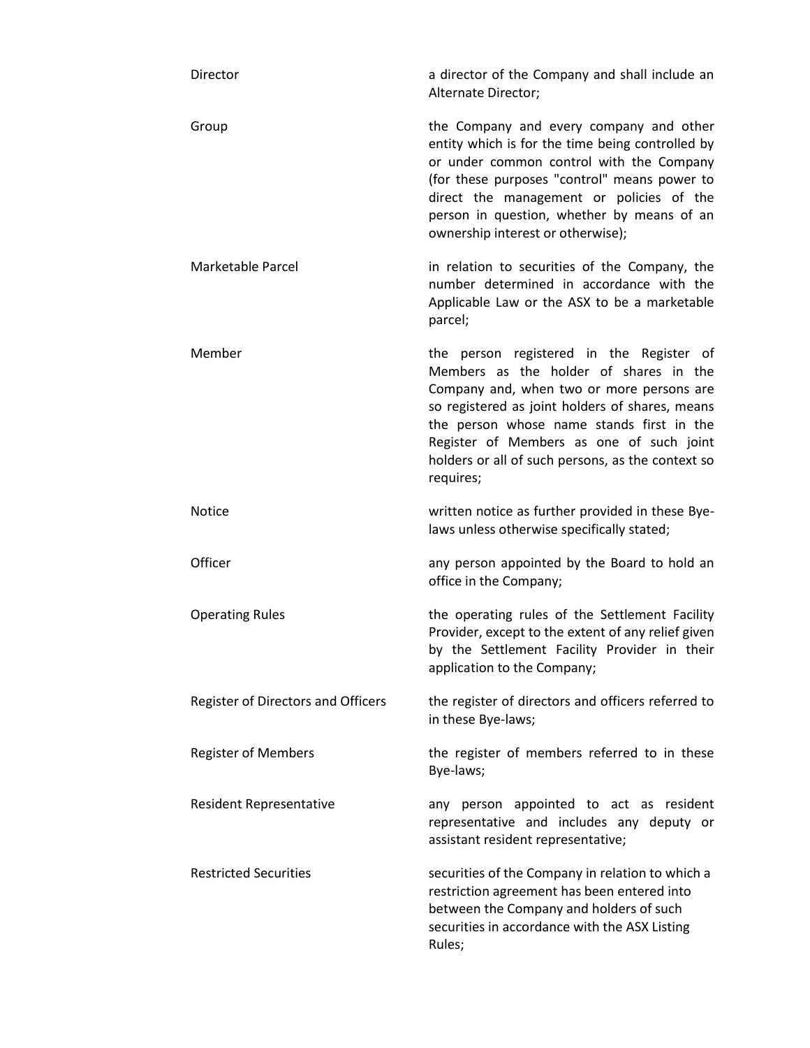| | |
|---|---|
| Director | a director of the Company and shall include an Alternate Director; |
| Group | the Company and every company and other entity which is for the time being controlled by or under common control with the Company (for these purposes "control" means power to direct the management or policies of the person in question, whether by means of an ownership interest or otherwise); |
| Marketable Parcel | in relation to securities of the Company, the number determined in accordance with the Applicable Law or the ASX to be a marketable parcel; |
| Member | the person registered in the Register of Members as the holder of shares in the Company and, when two or more persons are so registered as joint holders of shares, means the person whose name stands first in the Register of Members as one of such joint holders or all of such persons, as the context so requires; |
| Notice | written notice as further provided in these Bye-laws unless otherwise specifically stated; |
| Officer | any person appointed by the Board to hold an office in the Company; |
| Operating Rules | the operating rules of the Settlement Facility Provider, except to the extent of any relief given by the Settlement Facility Provider in their application to the Company; |
| Register of Directors and Officers | the register of directors and officers referred to in these Bye-laws; |
| Register of Members | the register of members referred to in these Bye-laws; |
| Resident Representative | any person appointed to act as resident representative and includes any deputy or assistant resident representative; |
| Restricted Securities | securities of the Company in relation to which a restriction agreement has been entered into between the Company and holders of such securities in accordance with the ASX Listing Rules; |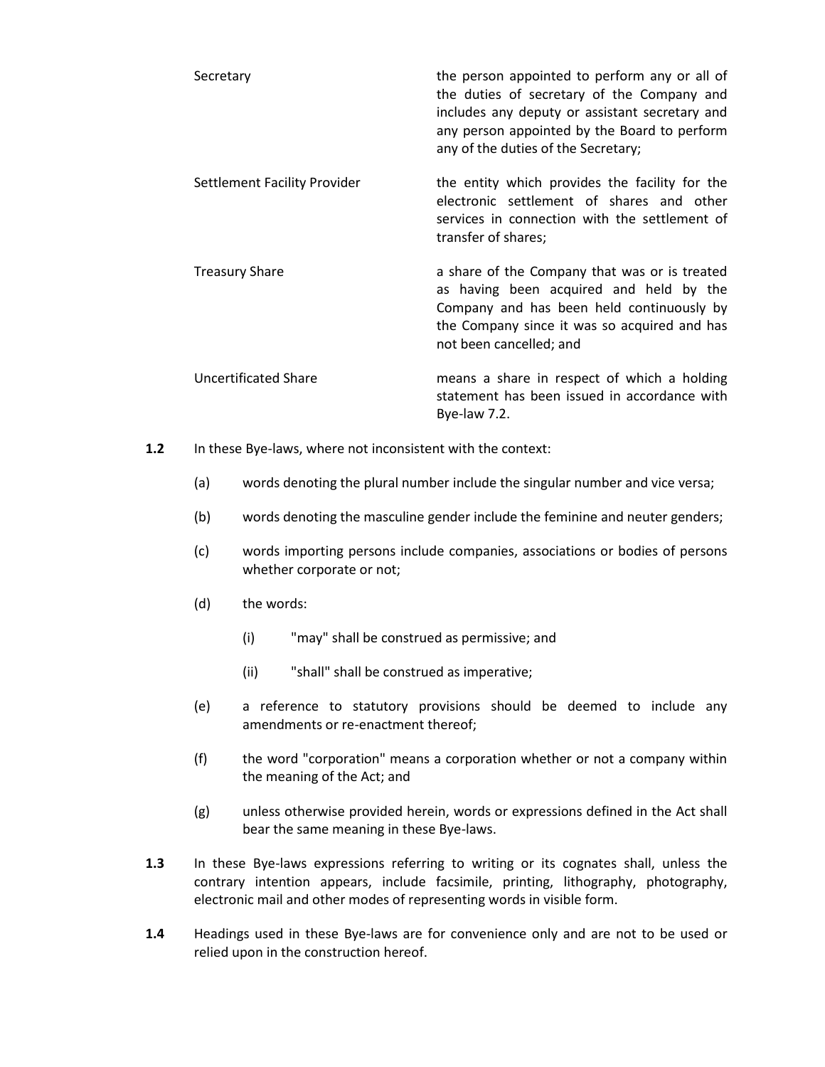| | |
|---|---|
| Secretary | the person appointed to perform any or all of the duties of secretary of the Company and includes any deputy or assistant secretary and any person appointed by the Board to perform any of the duties of the Secretary; |
| Settlement Facility Provider | the entity which provides the facility for the electronic settlement of shares and other services in connection with the settlement of transfer of shares; |
| Treasury Share | a share of the Company that was or is treated as having been acquired and held by the Company and has been held continuously by the Company since it was so acquired and has not been cancelled; and |
| Uncertificated Share | means a share in respect of which a holding statement has been issued in accordance with Bye-law 7.2. |

**1.2** In these Bye-laws, where not inconsistent with the context:

(a) words denoting the plural number include the singular number and vice versa;

(b) words denoting the masculine gender include the feminine and neuter genders;

(c) words importing persons include companies, associations or bodies of persons whether corporate or not;

(d) the words:

(i) "may" shall be construed as permissive; and

(ii) "shall" shall be construed as imperative;

(e) a reference to statutory provisions should be deemed to include any amendments or re-enactment thereof;

(f) the word "corporation" means a corporation whether or not a company within the meaning of the Act; and

(g) unless otherwise provided herein, words or expressions defined in the Act shall bear the same meaning in these Bye-laws.

**1.3** In these Bye-laws expressions referring to writing or its cognates shall, unless the contrary intention appears, include facsimile, printing, lithography, photography, electronic mail and other modes of representing words in visible form.

**1.4** Headings used in these Bye-laws are for convenience only and are not to be used or relied upon in the construction hereof.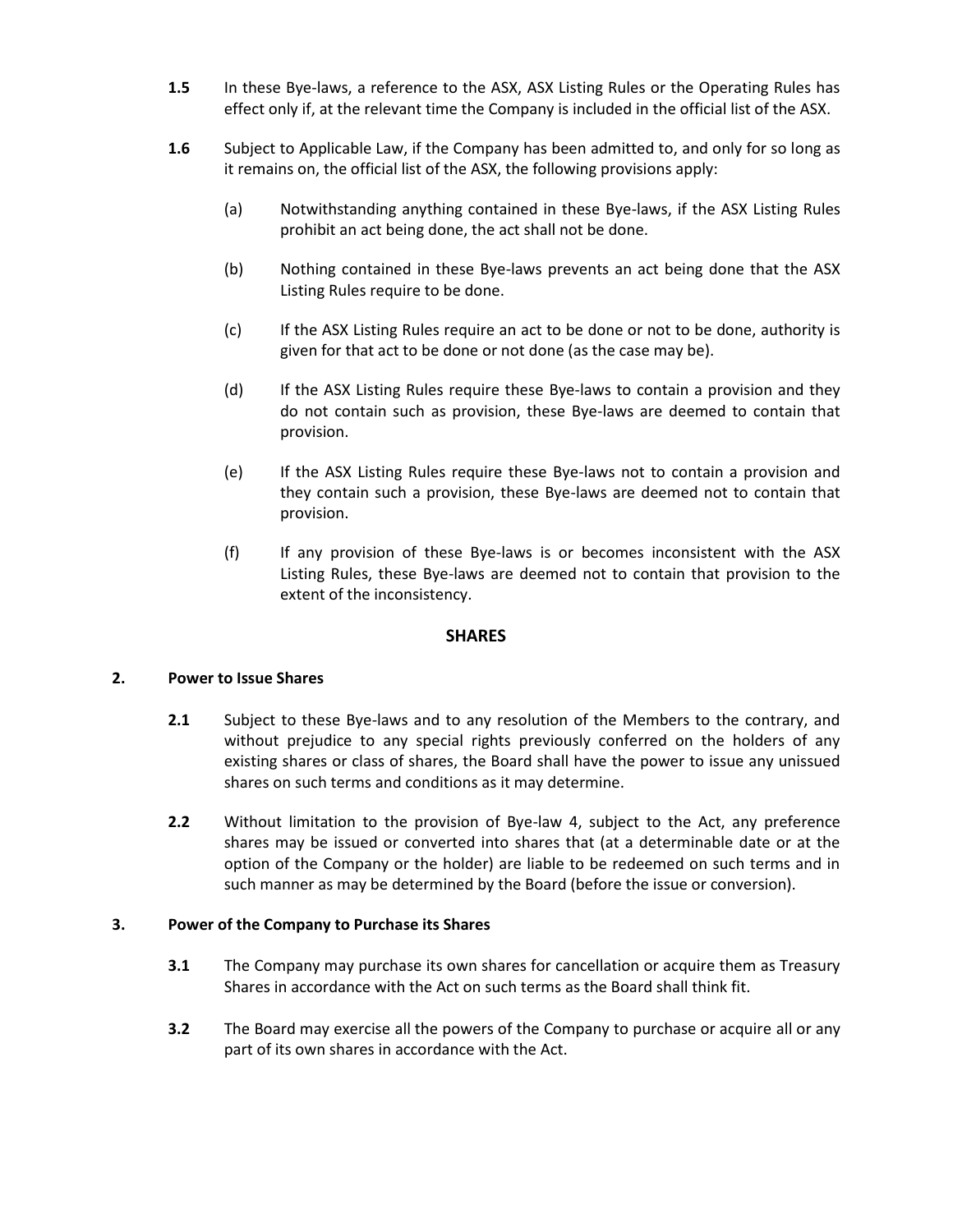**1.5** In these Bye-laws, a reference to the ASX, ASX Listing Rules or the Operating Rules has effect only if, at the relevant time the Company is included in the official list of the ASX.

**1.6** Subject to Applicable Law, if the Company has been admitted to, and only for so long as it remains on, the official list of the ASX, the following provisions apply:

(a) Notwithstanding anything contained in these Bye-laws, if the ASX Listing Rules prohibit an act being done, the act shall not be done.

(b) Nothing contained in these Bye-laws prevents an act being done that the ASX Listing Rules require to be done.

(c) If the ASX Listing Rules require an act to be done or not to be done, authority is given for that act to be done or not done (as the case may be).

(d) If the ASX Listing Rules require these Bye-laws to contain a provision and they do not contain such as provision, these Bye-laws are deemed to contain that provision.

(e) If the ASX Listing Rules require these Bye-laws not to contain a provision and they contain such a provision, these Bye-laws are deemed not to contain that provision.

(f) If any provision of these Bye-laws is or becomes inconsistent with the ASX Listing Rules, these Bye-laws are deemed not to contain that provision to the extent of the inconsistency.

## SHARES

### 2. Power to Issue Shares

**2.1** Subject to these Bye-laws and to any resolution of the Members to the contrary, and without prejudice to any special rights previously conferred on the holders of any existing shares or class of shares, the Board shall have the power to issue any unissued shares on such terms and conditions as it may determine.

**2.2** Without limitation to the provision of Bye-law 4, subject to the Act, any preference shares may be issued or converted into shares that (at a determinable date or at the option of the Company or the holder) are liable to be redeemed on such terms and in such manner as may be determined by the Board (before the issue or conversion).

### 3. Power of the Company to Purchase its Shares

**3.1** The Company may purchase its own shares for cancellation or acquire them as Treasury Shares in accordance with the Act on such terms as the Board shall think fit.

**3.2** The Board may exercise all the powers of the Company to purchase or acquire all or any part of its own shares in accordance with the Act.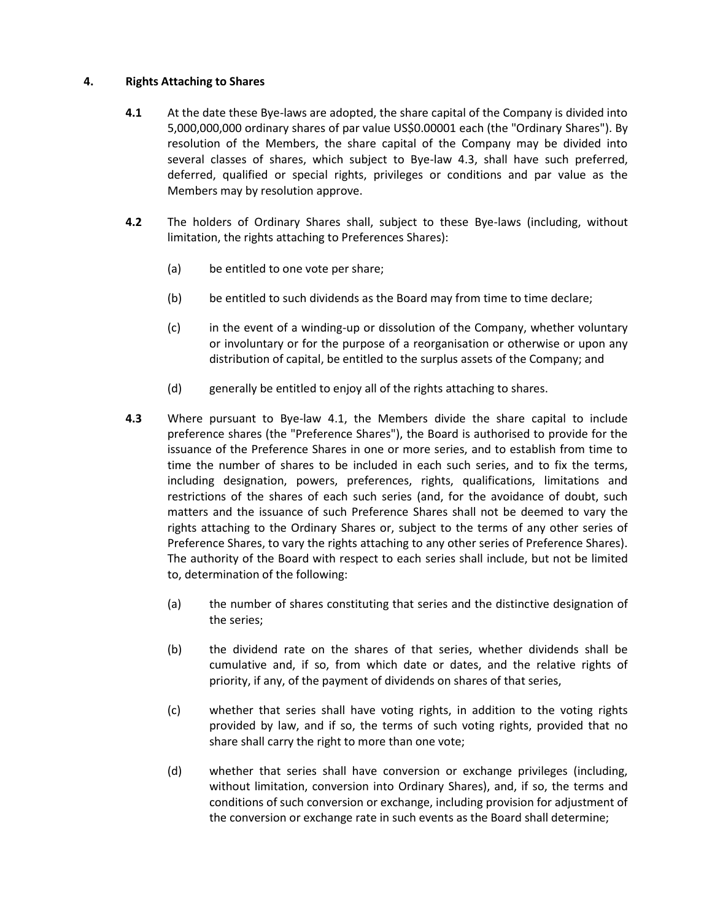## 4. Rights Attaching to Shares

**4.1** At the date these Bye-laws are adopted, the share capital of the Company is divided into 5,000,000,000 ordinary shares of par value US$0.00001 each (the "Ordinary Shares"). By resolution of the Members, the share capital of the Company may be divided into several classes of shares, which subject to Bye-law 4.3, shall have such preferred, deferred, qualified or special rights, privileges or conditions and par value as the Members may by resolution approve.

**4.2** The holders of Ordinary Shares shall, subject to these Bye-laws (including, without limitation, the rights attaching to Preferences Shares):

(a) be entitled to one vote per share;

(b) be entitled to such dividends as the Board may from time to time declare;

(c) in the event of a winding-up or dissolution of the Company, whether voluntary or involuntary or for the purpose of a reorganisation or otherwise or upon any distribution of capital, be entitled to the surplus assets of the Company; and

(d) generally be entitled to enjoy all of the rights attaching to shares.

**4.3** Where pursuant to Bye-law 4.1, the Members divide the share capital to include preference shares (the "Preference Shares"), the Board is authorised to provide for the issuance of the Preference Shares in one or more series, and to establish from time to time the number of shares to be included in each such series, and to fix the terms, including designation, powers, preferences, rights, qualifications, limitations and restrictions of the shares of each such series (and, for the avoidance of doubt, such matters and the issuance of such Preference Shares shall not be deemed to vary the rights attaching to the Ordinary Shares or, subject to the terms of any other series of Preference Shares, to vary the rights attaching to any other series of Preference Shares). The authority of the Board with respect to each series shall include, but not be limited to, determination of the following:

(a) the number of shares constituting that series and the distinctive designation of the series;

(b) the dividend rate on the shares of that series, whether dividends shall be cumulative and, if so, from which date or dates, and the relative rights of priority, if any, of the payment of dividends on shares of that series,

(c) whether that series shall have voting rights, in addition to the voting rights provided by law, and if so, the terms of such voting rights, provided that no share shall carry the right to more than one vote;

(d) whether that series shall have conversion or exchange privileges (including, without limitation, conversion into Ordinary Shares), and, if so, the terms and conditions of such conversion or exchange, including provision for adjustment of the conversion or exchange rate in such events as the Board shall determine;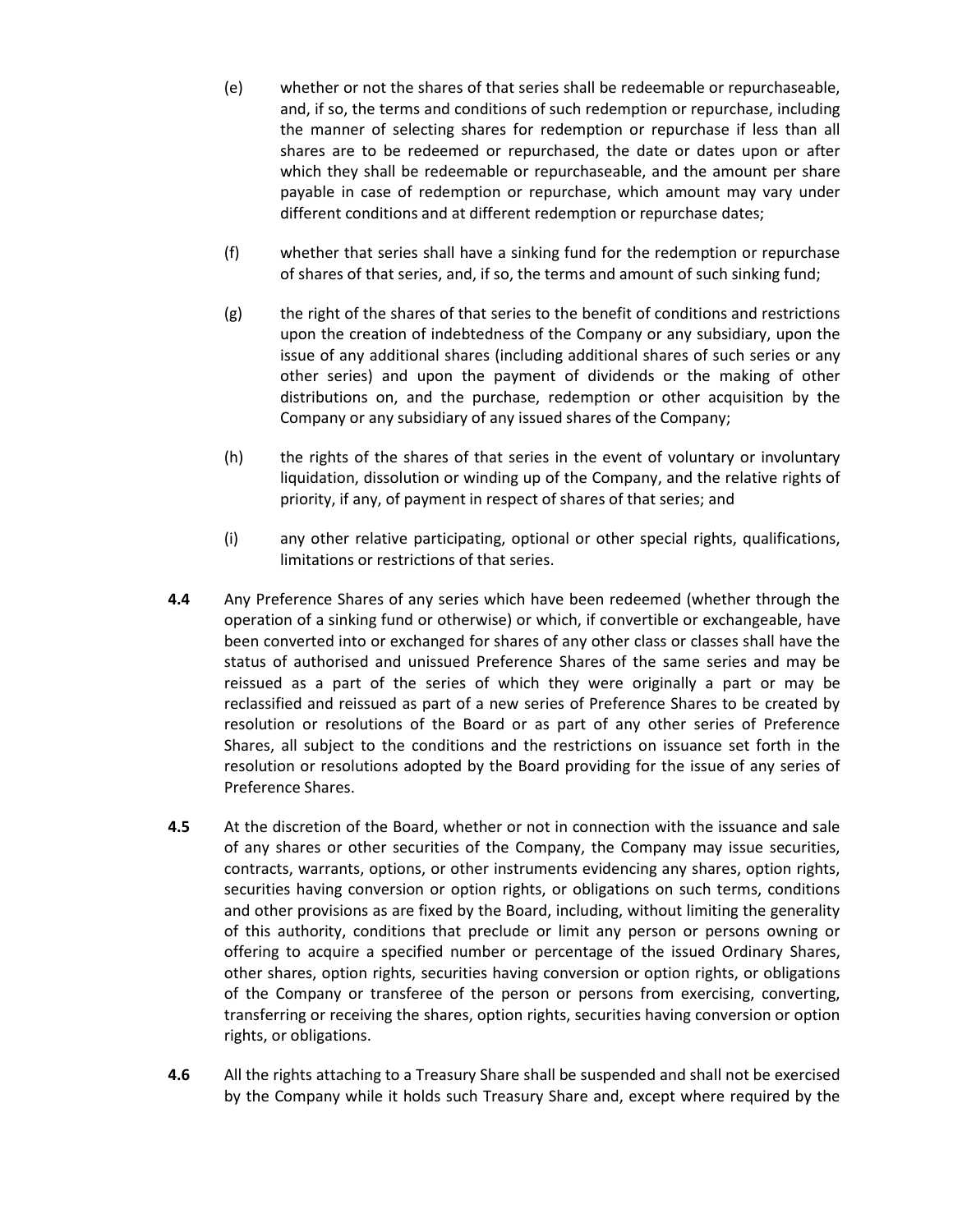(e) whether or not the shares of that series shall be redeemable or repurchaseable, and, if so, the terms and conditions of such redemption or repurchase, including the manner of selecting shares for redemption or repurchase if less than all shares are to be redeemed or repurchased, the date or dates upon or after which they shall be redeemable or repurchaseable, and the amount per share payable in case of redemption or repurchase, which amount may vary under different conditions and at different redemption or repurchase dates;

(f) whether that series shall have a sinking fund for the redemption or repurchase of shares of that series, and, if so, the terms and amount of such sinking fund;

(g) the right of the shares of that series to the benefit of conditions and restrictions upon the creation of indebtedness of the Company or any subsidiary, upon the issue of any additional shares (including additional shares of such series or any other series) and upon the payment of dividends or the making of other distributions on, and the purchase, redemption or other acquisition by the Company or any subsidiary of any issued shares of the Company;

(h) the rights of the shares of that series in the event of voluntary or involuntary liquidation, dissolution or winding up of the Company, and the relative rights of priority, if any, of payment in respect of shares of that series; and

(i) any other relative participating, optional or other special rights, qualifications, limitations or restrictions of that series.

**4.4** Any Preference Shares of any series which have been redeemed (whether through the operation of a sinking fund or otherwise) or which, if convertible or exchangeable, have been converted into or exchanged for shares of any other class or classes shall have the status of authorised and unissued Preference Shares of the same series and may be reissued as a part of the series of which they were originally a part or may be reclassified and reissued as part of a new series of Preference Shares to be created by resolution or resolutions of the Board or as part of any other series of Preference Shares, all subject to the conditions and the restrictions on issuance set forth in the resolution or resolutions adopted by the Board providing for the issue of any series of Preference Shares.

**4.5** At the discretion of the Board, whether or not in connection with the issuance and sale of any shares or other securities of the Company, the Company may issue securities, contracts, warrants, options, or other instruments evidencing any shares, option rights, securities having conversion or option rights, or obligations on such terms, conditions and other provisions as are fixed by the Board, including, without limiting the generality of this authority, conditions that preclude or limit any person or persons owning or offering to acquire a specified number or percentage of the issued Ordinary Shares, other shares, option rights, securities having conversion or option rights, or obligations of the Company or transferee of the person or persons from exercising, converting, transferring or receiving the shares, option rights, securities having conversion or option rights, or obligations.

**4.6** All the rights attaching to a Treasury Share shall be suspended and shall not be exercised by the Company while it holds such Treasury Share and, except where required by the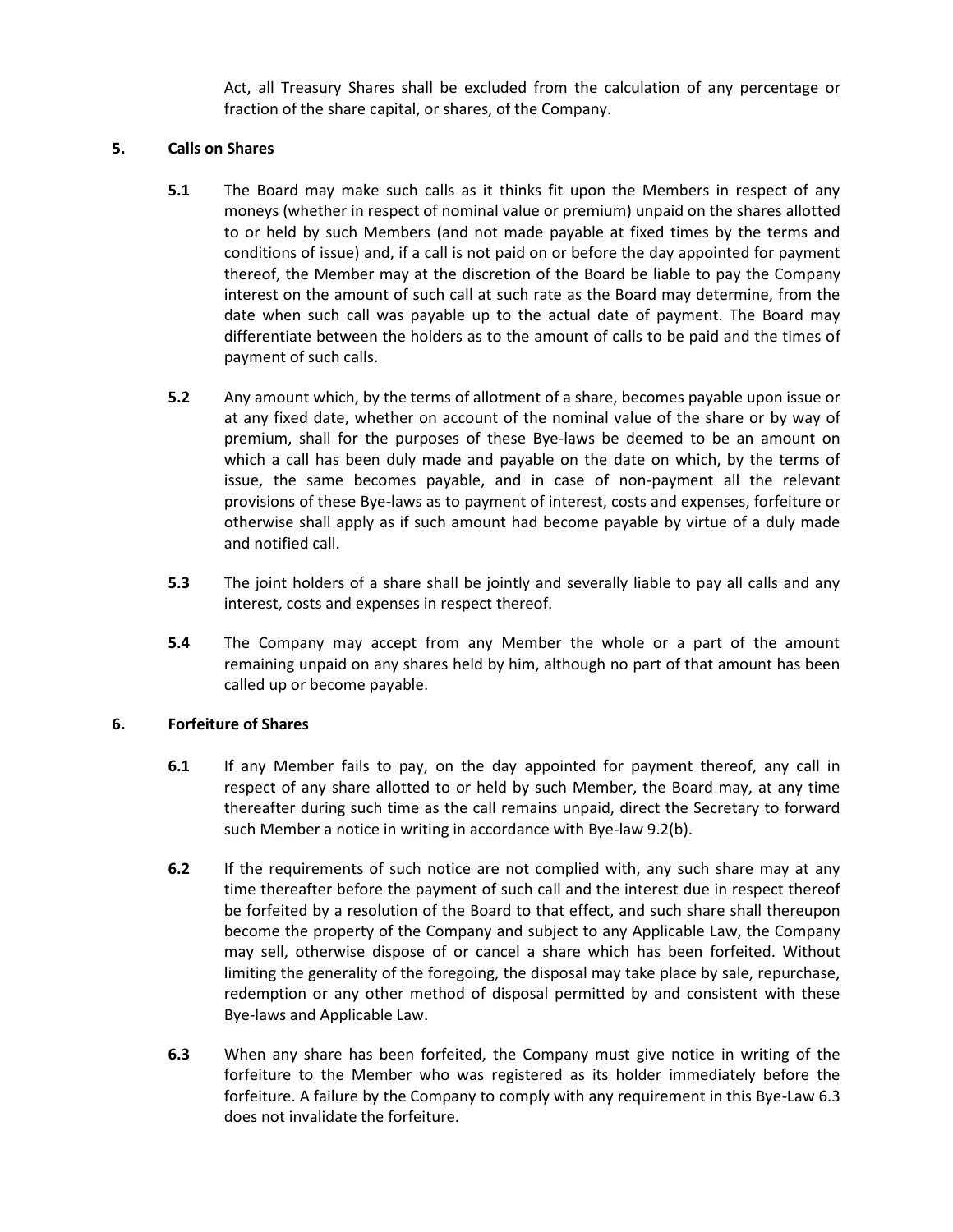Act, all Treasury Shares shall be excluded from the calculation of any percentage or fraction of the share capital, or shares, of the Company.

## 5. Calls on Shares

**5.1** The Board may make such calls as it thinks fit upon the Members in respect of any moneys (whether in respect of nominal value or premium) unpaid on the shares allotted to or held by such Members (and not made payable at fixed times by the terms and conditions of issue) and, if a call is not paid on or before the day appointed for payment thereof, the Member may at the discretion of the Board be liable to pay the Company interest on the amount of such call at such rate as the Board may determine, from the date when such call was payable up to the actual date of payment. The Board may differentiate between the holders as to the amount of calls to be paid and the times of payment of such calls.

**5.2** Any amount which, by the terms of allotment of a share, becomes payable upon issue or at any fixed date, whether on account of the nominal value of the share or by way of premium, shall for the purposes of these Bye-laws be deemed to be an amount on which a call has been duly made and payable on the date on which, by the terms of issue, the same becomes payable, and in case of non-payment all the relevant provisions of these Bye-laws as to payment of interest, costs and expenses, forfeiture or otherwise shall apply as if such amount had become payable by virtue of a duly made and notified call.

**5.3** The joint holders of a share shall be jointly and severally liable to pay all calls and any interest, costs and expenses in respect thereof.

**5.4** The Company may accept from any Member the whole or a part of the amount remaining unpaid on any shares held by him, although no part of that amount has been called up or become payable.

## 6. Forfeiture of Shares

**6.1** If any Member fails to pay, on the day appointed for payment thereof, any call in respect of any share allotted to or held by such Member, the Board may, at any time thereafter during such time as the call remains unpaid, direct the Secretary to forward such Member a notice in writing in accordance with Bye-law 9.2(b).

**6.2** If the requirements of such notice are not complied with, any such share may at any time thereafter before the payment of such call and the interest due in respect thereof be forfeited by a resolution of the Board to that effect, and such share shall thereupon become the property of the Company and subject to any Applicable Law, the Company may sell, otherwise dispose of or cancel a share which has been forfeited. Without limiting the generality of the foregoing, the disposal may take place by sale, repurchase, redemption or any other method of disposal permitted by and consistent with these Bye-laws and Applicable Law.

**6.3** When any share has been forfeited, the Company must give notice in writing of the forfeiture to the Member who was registered as its holder immediately before the forfeiture. A failure by the Company to comply with any requirement in this Bye-Law 6.3 does not invalidate the forfeiture.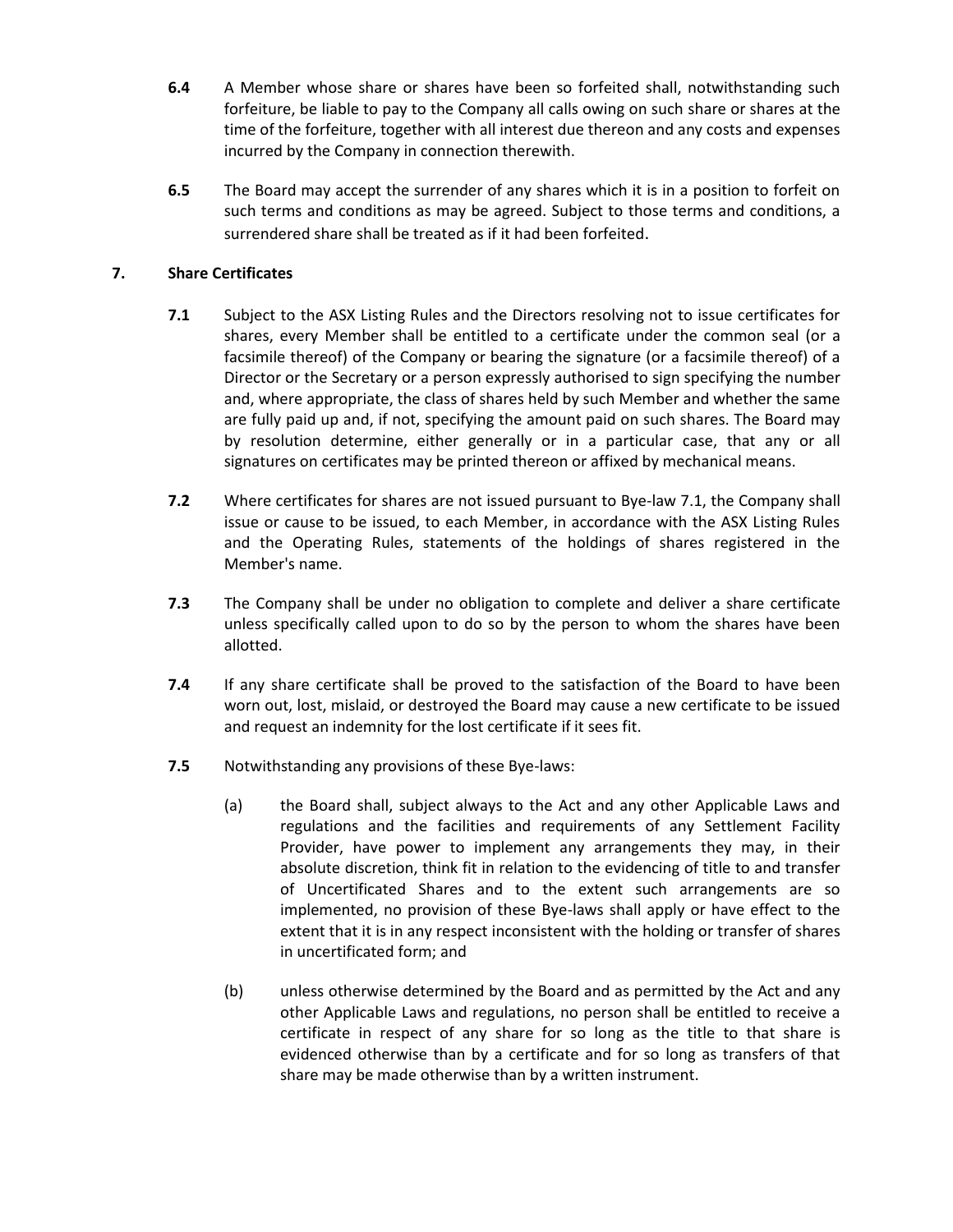**6.4** A Member whose share or shares have been so forfeited shall, notwithstanding such forfeiture, be liable to pay to the Company all calls owing on such share or shares at the time of the forfeiture, together with all interest due thereon and any costs and expenses incurred by the Company in connection therewith.

**6.5** The Board may accept the surrender of any shares which it is in a position to forfeit on such terms and conditions as may be agreed. Subject to those terms and conditions, a surrendered share shall be treated as if it had been forfeited.

## 7. Share Certificates

**7.1** Subject to the ASX Listing Rules and the Directors resolving not to issue certificates for shares, every Member shall be entitled to a certificate under the common seal (or a facsimile thereof) of the Company or bearing the signature (or a facsimile thereof) of a Director or the Secretary or a person expressly authorised to sign specifying the number and, where appropriate, the class of shares held by such Member and whether the same are fully paid up and, if not, specifying the amount paid on such shares. The Board may by resolution determine, either generally or in a particular case, that any or all signatures on certificates may be printed thereon or affixed by mechanical means.

**7.2** Where certificates for shares are not issued pursuant to Bye-law 7.1, the Company shall issue or cause to be issued, to each Member, in accordance with the ASX Listing Rules and the Operating Rules, statements of the holdings of shares registered in the Member's name.

**7.3** The Company shall be under no obligation to complete and deliver a share certificate unless specifically called upon to do so by the person to whom the shares have been allotted.

**7.4** If any share certificate shall be proved to the satisfaction of the Board to have been worn out, lost, mislaid, or destroyed the Board may cause a new certificate to be issued and request an indemnity for the lost certificate if it sees fit.

**7.5** Notwithstanding any provisions of these Bye-laws:

(a) the Board shall, subject always to the Act and any other Applicable Laws and regulations and the facilities and requirements of any Settlement Facility Provider, have power to implement any arrangements they may, in their absolute discretion, think fit in relation to the evidencing of title to and transfer of Uncertificated Shares and to the extent such arrangements are so implemented, no provision of these Bye-laws shall apply or have effect to the extent that it is in any respect inconsistent with the holding or transfer of shares in uncertificated form; and

(b) unless otherwise determined by the Board and as permitted by the Act and any other Applicable Laws and regulations, no person shall be entitled to receive a certificate in respect of any share for so long as the title to that share is evidenced otherwise than by a certificate and for so long as transfers of that share may be made otherwise than by a written instrument.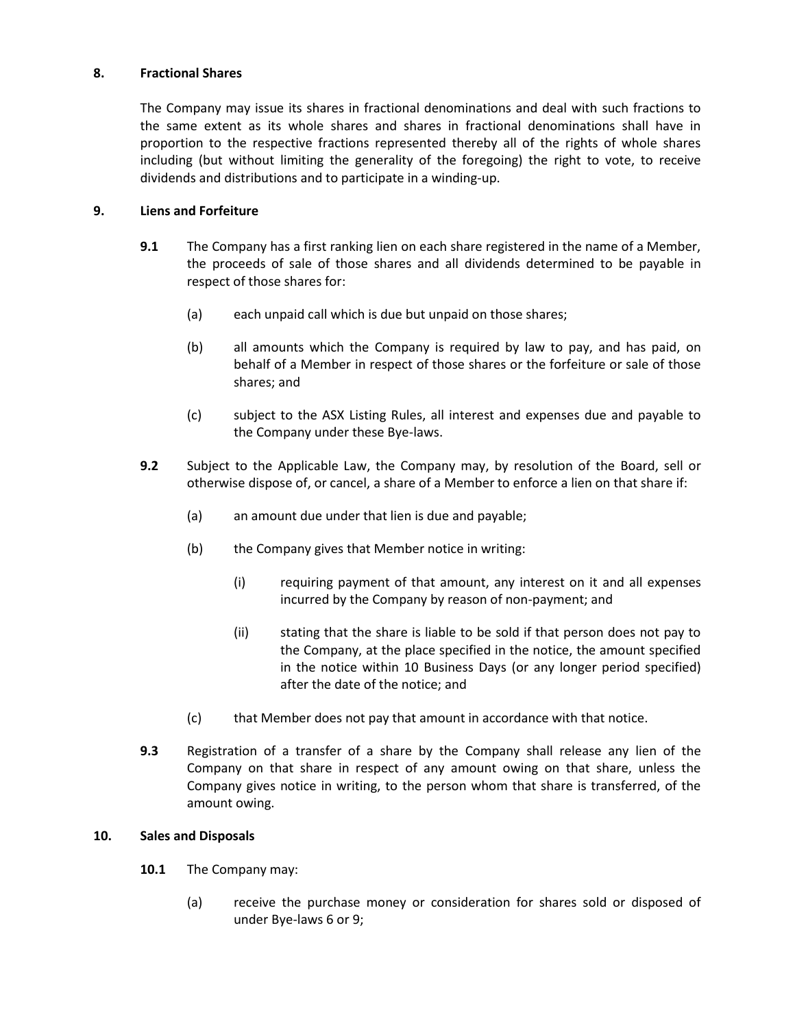## 8. Fractional Shares

The Company may issue its shares in fractional denominations and deal with such fractions to the same extent as its whole shares and shares in fractional denominations shall have in proportion to the respective fractions represented thereby all of the rights of whole shares including (but without limiting the generality of the foregoing) the right to vote, to receive dividends and distributions and to participate in a winding-up.

## 9. Liens and Forfeiture

**9.1** The Company has a first ranking lien on each share registered in the name of a Member, the proceeds of sale of those shares and all dividends determined to be payable in respect of those shares for:

(a) each unpaid call which is due but unpaid on those shares;

(b) all amounts which the Company is required by law to pay, and has paid, on behalf of a Member in respect of those shares or the forfeiture or sale of those shares; and

(c) subject to the ASX Listing Rules, all interest and expenses due and payable to the Company under these Bye-laws.

**9.2** Subject to the Applicable Law, the Company may, by resolution of the Board, sell or otherwise dispose of, or cancel, a share of a Member to enforce a lien on that share if:

(a) an amount due under that lien is due and payable;

(b) the Company gives that Member notice in writing:

(i) requiring payment of that amount, any interest on it and all expenses incurred by the Company by reason of non-payment; and

(ii) stating that the share is liable to be sold if that person does not pay to the Company, at the place specified in the notice, the amount specified in the notice within 10 Business Days (or any longer period specified) after the date of the notice; and

(c) that Member does not pay that amount in accordance with that notice.

**9.3** Registration of a transfer of a share by the Company shall release any lien of the Company on that share in respect of any amount owing on that share, unless the Company gives notice in writing, to the person whom that share is transferred, of the amount owing.

## 10. Sales and Disposals

**10.1** The Company may:

(a) receive the purchase money or consideration for shares sold or disposed of under Bye-laws 6 or 9;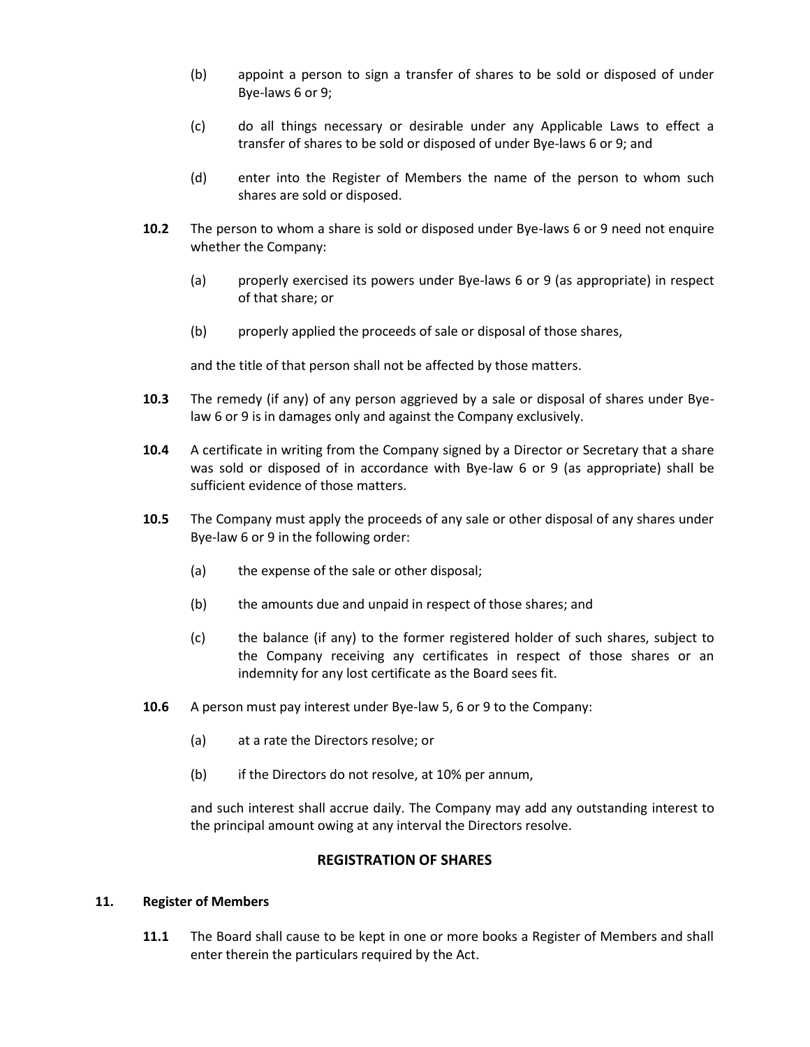(b) appoint a person to sign a transfer of shares to be sold or disposed of under Bye-laws 6 or 9;

(c) do all things necessary or desirable under any Applicable Laws to effect a transfer of shares to be sold or disposed of under Bye-laws 6 or 9; and

(d) enter into the Register of Members the name of the person to whom such shares are sold or disposed.

**10.2** The person to whom a share is sold or disposed under Bye-laws 6 or 9 need not enquire whether the Company:

(a) properly exercised its powers under Bye-laws 6 or 9 (as appropriate) in respect of that share; or

(b) properly applied the proceeds of sale or disposal of those shares,

and the title of that person shall not be affected by those matters.

**10.3** The remedy (if any) of any person aggrieved by a sale or disposal of shares under Bye-law 6 or 9 is in damages only and against the Company exclusively.

**10.4** A certificate in writing from the Company signed by a Director or Secretary that a share was sold or disposed of in accordance with Bye-law 6 or 9 (as appropriate) shall be sufficient evidence of those matters.

**10.5** The Company must apply the proceeds of any sale or other disposal of any shares under Bye-law 6 or 9 in the following order:

(a) the expense of the sale or other disposal;

(b) the amounts due and unpaid in respect of those shares; and

(c) the balance (if any) to the former registered holder of such shares, subject to the Company receiving any certificates in respect of those shares or an indemnity for any lost certificate as the Board sees fit.

**10.6** A person must pay interest under Bye-law 5, 6 or 9 to the Company:

(a) at a rate the Directors resolve; or

(b) if the Directors do not resolve, at 10% per annum,

and such interest shall accrue daily. The Company may add any outstanding interest to the principal amount owing at any interval the Directors resolve.

## REGISTRATION OF SHARES

### 11. Register of Members

**11.1** The Board shall cause to be kept in one or more books a Register of Members and shall enter therein the particulars required by the Act.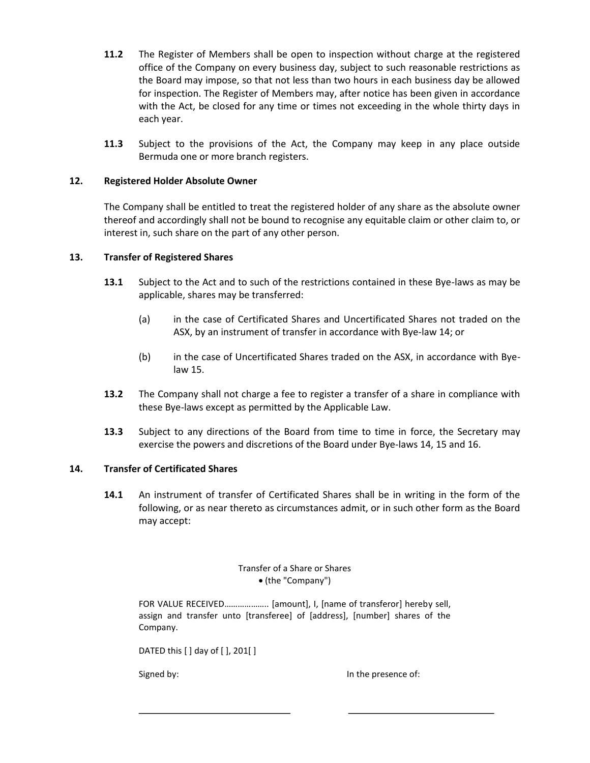**11.2** The Register of Members shall be open to inspection without charge at the registered office of the Company on every business day, subject to such reasonable restrictions as the Board may impose, so that not less than two hours in each business day be allowed for inspection. The Register of Members may, after notice has been given in accordance with the Act, be closed for any time or times not exceeding in the whole thirty days in each year.

**11.3** Subject to the provisions of the Act, the Company may keep in any place outside Bermuda one or more branch registers.

## 12. Registered Holder Absolute Owner

The Company shall be entitled to treat the registered holder of any share as the absolute owner thereof and accordingly shall not be bound to recognise any equitable claim or other claim to, or interest in, such share on the part of any other person.

## 13. Transfer of Registered Shares

**13.1** Subject to the Act and to such of the restrictions contained in these Bye-laws as may be applicable, shares may be transferred:

(a) in the case of Certificated Shares and Uncertificated Shares not traded on the ASX, by an instrument of transfer in accordance with Bye-law 14; or

(b) in the case of Uncertificated Shares traded on the ASX, in accordance with Bye-law 15.

**13.2** The Company shall not charge a fee to register a transfer of a share in compliance with these Bye-laws except as permitted by the Applicable Law.

**13.3** Subject to any directions of the Board from time to time in force, the Secretary may exercise the powers and discretions of the Board under Bye-laws 14, 15 and 16.

## 14. Transfer of Certificated Shares

**14.1** An instrument of transfer of Certificated Shares shall be in writing in the form of the following, or as near thereto as circumstances admit, or in such other form as the Board may accept:

Transfer of a Share or Shares
• (the "Company")

FOR VALUE RECEIVED………………. [amount], I, [name of transferor] hereby sell, assign and transfer unto [transferee] of [address], [number] shares of the Company.

DATED this [ ] day of [ ], 201[ ]

| Signed by: | In the presence of: |
|---|---|
| ______________________________ | ______________________________ |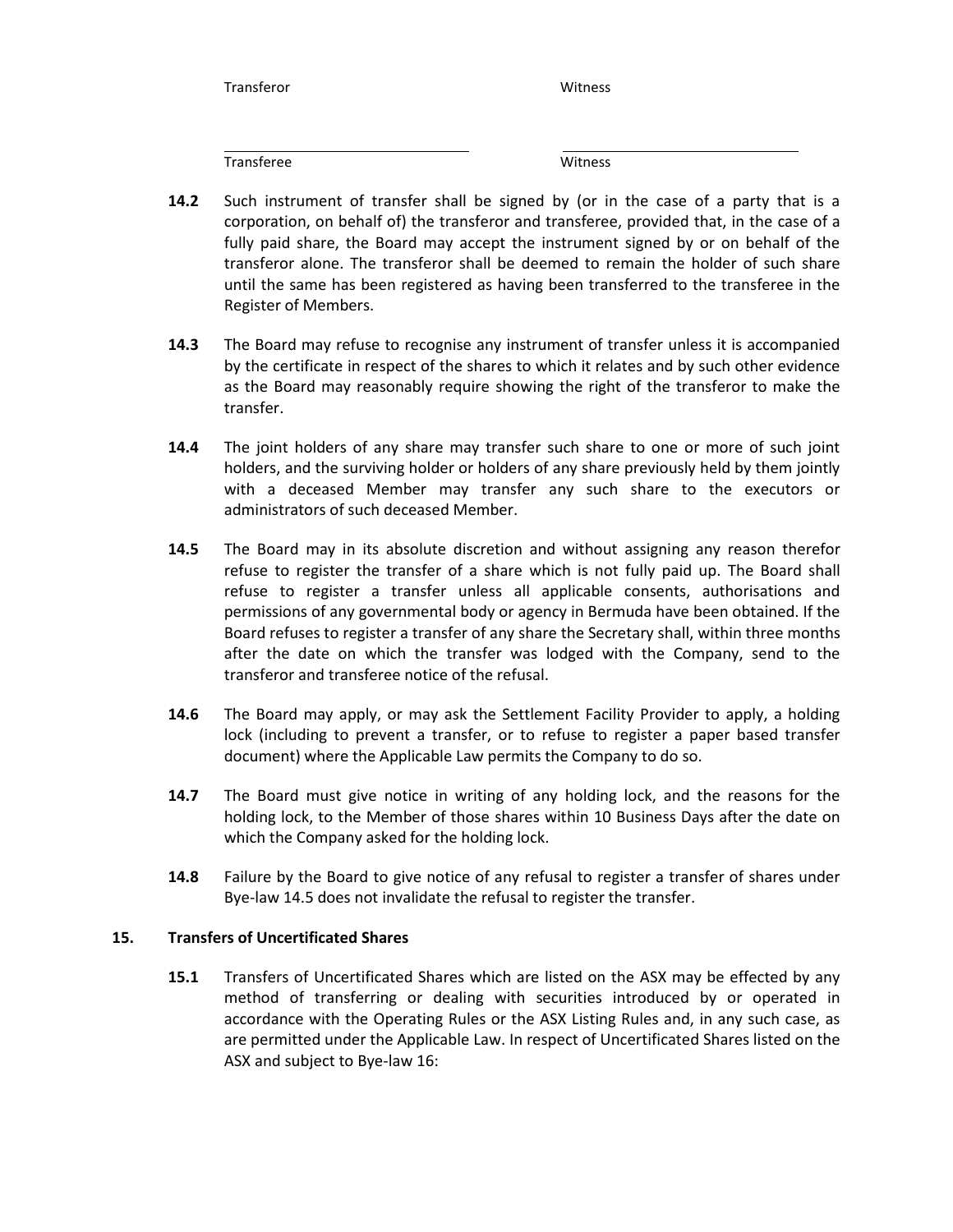| | |
|---|---|
| Transferor | Witness |
| \_\_\_\_\_\_\_\_\_\_\_\_\_\_\_\_\_\_\_\_\_\_\_\_ | \_\_\_\_\_\_\_\_\_\_\_\_\_\_\_\_\_\_\_\_\_\_\_\_ |
| Transferee | Witness |

**14.2** Such instrument of transfer shall be signed by (or in the case of a party that is a corporation, on behalf of) the transferor and transferee, provided that, in the case of a fully paid share, the Board may accept the instrument signed by or on behalf of the transferor alone. The transferor shall be deemed to remain the holder of such share until the same has been registered as having been transferred to the transferee in the Register of Members.

**14.3** The Board may refuse to recognise any instrument of transfer unless it is accompanied by the certificate in respect of the shares to which it relates and by such other evidence as the Board may reasonably require showing the right of the transferor to make the transfer.

**14.4** The joint holders of any share may transfer such share to one or more of such joint holders, and the surviving holder or holders of any share previously held by them jointly with a deceased Member may transfer any such share to the executors or administrators of such deceased Member.

**14.5** The Board may in its absolute discretion and without assigning any reason therefor refuse to register the transfer of a share which is not fully paid up. The Board shall refuse to register a transfer unless all applicable consents, authorisations and permissions of any governmental body or agency in Bermuda have been obtained. If the Board refuses to register a transfer of any share the Secretary shall, within three months after the date on which the transfer was lodged with the Company, send to the transferor and transferee notice of the refusal.

**14.6** The Board may apply, or may ask the Settlement Facility Provider to apply, a holding lock (including to prevent a transfer, or to refuse to register a paper based transfer document) where the Applicable Law permits the Company to do so.

**14.7** The Board must give notice in writing of any holding lock, and the reasons for the holding lock, to the Member of those shares within 10 Business Days after the date on which the Company asked for the holding lock.

**14.8** Failure by the Board to give notice of any refusal to register a transfer of shares under Bye-law 14.5 does not invalidate the refusal to register the transfer.

## 15. Transfers of Uncertificated Shares

**15.1** Transfers of Uncertificated Shares which are listed on the ASX may be effected by any method of transferring or dealing with securities introduced by or operated in accordance with the Operating Rules or the ASX Listing Rules and, in any such case, as are permitted under the Applicable Law. In respect of Uncertificated Shares listed on the ASX and subject to Bye-law 16: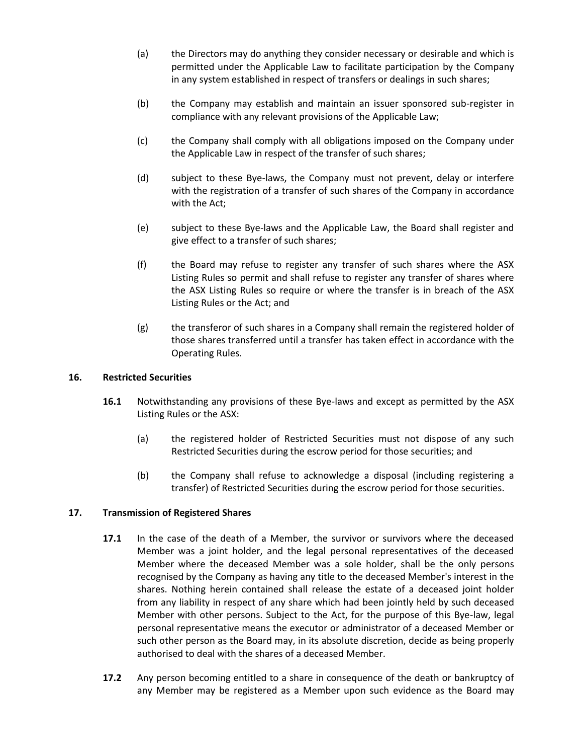(a) the Directors may do anything they consider necessary or desirable and which is permitted under the Applicable Law to facilitate participation by the Company in any system established in respect of transfers or dealings in such shares;

(b) the Company may establish and maintain an issuer sponsored sub-register in compliance with any relevant provisions of the Applicable Law;

(c) the Company shall comply with all obligations imposed on the Company under the Applicable Law in respect of the transfer of such shares;

(d) subject to these Bye-laws, the Company must not prevent, delay or interfere with the registration of a transfer of such shares of the Company in accordance with the Act;

(e) subject to these Bye-laws and the Applicable Law, the Board shall register and give effect to a transfer of such shares;

(f) the Board may refuse to register any transfer of such shares where the ASX Listing Rules so permit and shall refuse to register any transfer of shares where the ASX Listing Rules so require or where the transfer is in breach of the ASX Listing Rules or the Act; and

(g) the transferor of such shares in a Company shall remain the registered holder of those shares transferred until a transfer has taken effect in accordance with the Operating Rules.

## 16. Restricted Securities

**16.1** Notwithstanding any provisions of these Bye-laws and except as permitted by the ASX Listing Rules or the ASX:

(a) the registered holder of Restricted Securities must not dispose of any such Restricted Securities during the escrow period for those securities; and

(b) the Company shall refuse to acknowledge a disposal (including registering a transfer) of Restricted Securities during the escrow period for those securities.

## 17. Transmission of Registered Shares

**17.1** In the case of the death of a Member, the survivor or survivors where the deceased Member was a joint holder, and the legal personal representatives of the deceased Member where the deceased Member was a sole holder, shall be the only persons recognised by the Company as having any title to the deceased Member's interest in the shares. Nothing herein contained shall release the estate of a deceased joint holder from any liability in respect of any share which had been jointly held by such deceased Member with other persons. Subject to the Act, for the purpose of this Bye-law, legal personal representative means the executor or administrator of a deceased Member or such other person as the Board may, in its absolute discretion, decide as being properly authorised to deal with the shares of a deceased Member.

**17.2** Any person becoming entitled to a share in consequence of the death or bankruptcy of any Member may be registered as a Member upon such evidence as the Board may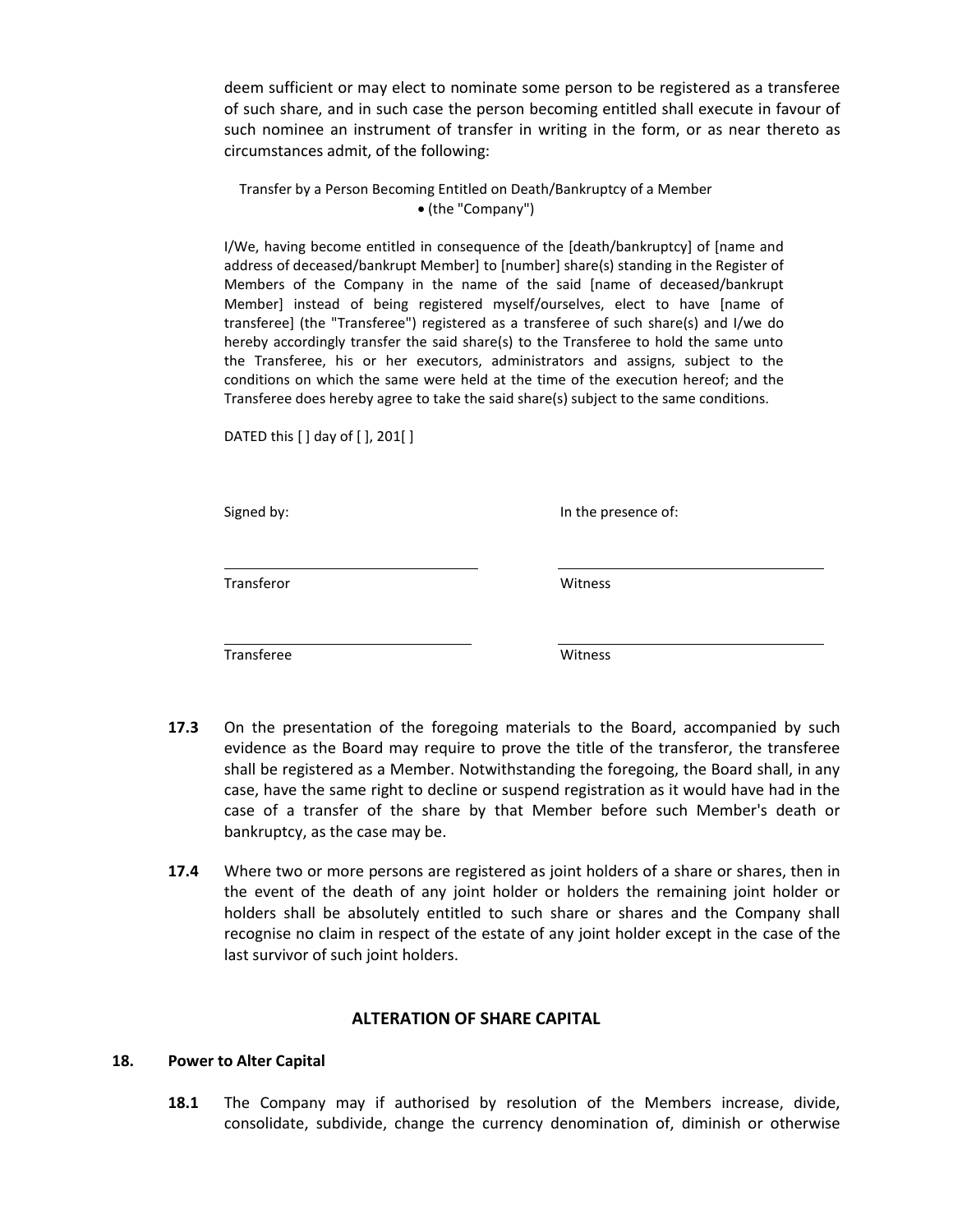deem sufficient or may elect to nominate some person to be registered as a transferee of such share, and in such case the person becoming entitled shall execute in favour of such nominee an instrument of transfer in writing in the form, or as near thereto as circumstances admit, of the following:

> Transfer by a Person Becoming Entitled on Death/Bankruptcy of a Member
> • (the "Company")
>
> I/We, having become entitled in consequence of the [death/bankruptcy] of [name and address of deceased/bankrupt Member] to [number] share(s) standing in the Register of Members of the Company in the name of the said [name of deceased/bankrupt Member] instead of being registered myself/ourselves, elect to have [name of transferee] (the "Transferee") registered as a transferee of such share(s) and I/we do hereby accordingly transfer the said share(s) to the Transferee to hold the same unto the Transferee, his or her executors, administrators and assigns, subject to the conditions on which the same were held at the time of the execution hereof; and the Transferee does hereby agree to take the said share(s) subject to the same conditions.
>
> DATED this [ ] day of [ ], 201[ ]
>
> | Signed by: | In the presence of: |
> |---|---|
> | ______________________ | ______________________ |
> | Transferor | Witness |
> | ______________________ | ______________________ |
> | Transferee | Witness |

**17.3** On the presentation of the foregoing materials to the Board, accompanied by such evidence as the Board may require to prove the title of the transferor, the transferee shall be registered as a Member. Notwithstanding the foregoing, the Board shall, in any case, have the same right to decline or suspend registration as it would have had in the case of a transfer of the share by that Member before such Member's death or bankruptcy, as the case may be.

**17.4** Where two or more persons are registered as joint holders of a share or shares, then in the event of the death of any joint holder or holders the remaining joint holder or holders shall be absolutely entitled to such share or shares and the Company shall recognise no claim in respect of the estate of any joint holder except in the case of the last survivor of such joint holders.

## ALTERATION OF SHARE CAPITAL

### 18. Power to Alter Capital

**18.1** The Company may if authorised by resolution of the Members increase, divide, consolidate, subdivide, change the currency denomination of, diminish or otherwise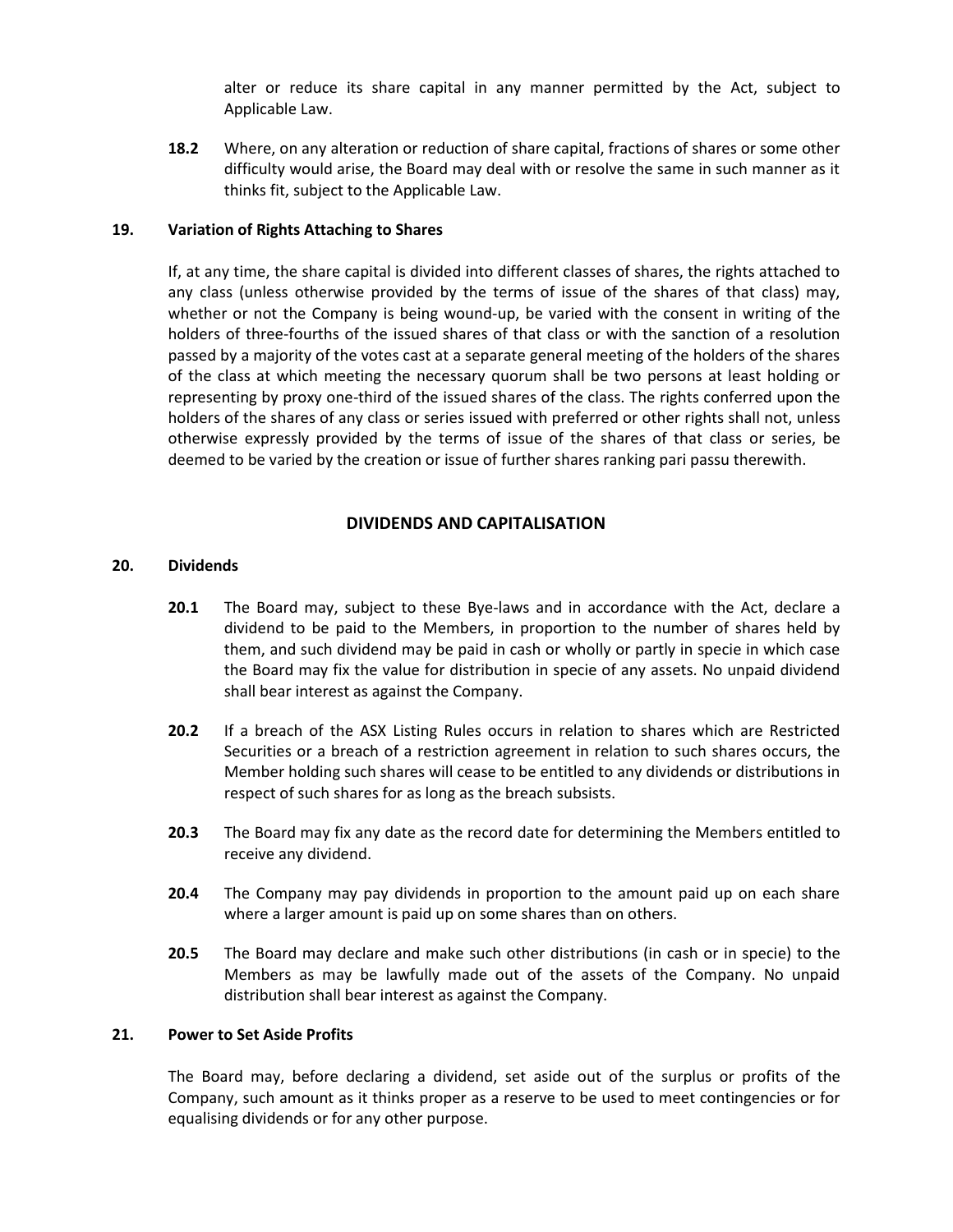alter or reduce its share capital in any manner permitted by the Act, subject to Applicable Law.

**18.2** Where, on any alteration or reduction of share capital, fractions of shares or some other difficulty would arise, the Board may deal with or resolve the same in such manner as it thinks fit, subject to the Applicable Law.

### 19. Variation of Rights Attaching to Shares

If, at any time, the share capital is divided into different classes of shares, the rights attached to any class (unless otherwise provided by the terms of issue of the shares of that class) may, whether or not the Company is being wound-up, be varied with the consent in writing of the holders of three-fourths of the issued shares of that class or with the sanction of a resolution passed by a majority of the votes cast at a separate general meeting of the holders of the shares of the class at which meeting the necessary quorum shall be two persons at least holding or representing by proxy one-third of the issued shares of the class. The rights conferred upon the holders of the shares of any class or series issued with preferred or other rights shall not, unless otherwise expressly provided by the terms of issue of the shares of that class or series, be deemed to be varied by the creation or issue of further shares ranking pari passu therewith.

## DIVIDENDS AND CAPITALISATION

### 20. Dividends

**20.1** The Board may, subject to these Bye-laws and in accordance with the Act, declare a dividend to be paid to the Members, in proportion to the number of shares held by them, and such dividend may be paid in cash or wholly or partly in specie in which case the Board may fix the value for distribution in specie of any assets. No unpaid dividend shall bear interest as against the Company.

**20.2** If a breach of the ASX Listing Rules occurs in relation to shares which are Restricted Securities or a breach of a restriction agreement in relation to such shares occurs, the Member holding such shares will cease to be entitled to any dividends or distributions in respect of such shares for as long as the breach subsists.

**20.3** The Board may fix any date as the record date for determining the Members entitled to receive any dividend.

**20.4** The Company may pay dividends in proportion to the amount paid up on each share where a larger amount is paid up on some shares than on others.

**20.5** The Board may declare and make such other distributions (in cash or in specie) to the Members as may be lawfully made out of the assets of the Company. No unpaid distribution shall bear interest as against the Company.

### 21. Power to Set Aside Profits

The Board may, before declaring a dividend, set aside out of the surplus or profits of the Company, such amount as it thinks proper as a reserve to be used to meet contingencies or for equalising dividends or for any other purpose.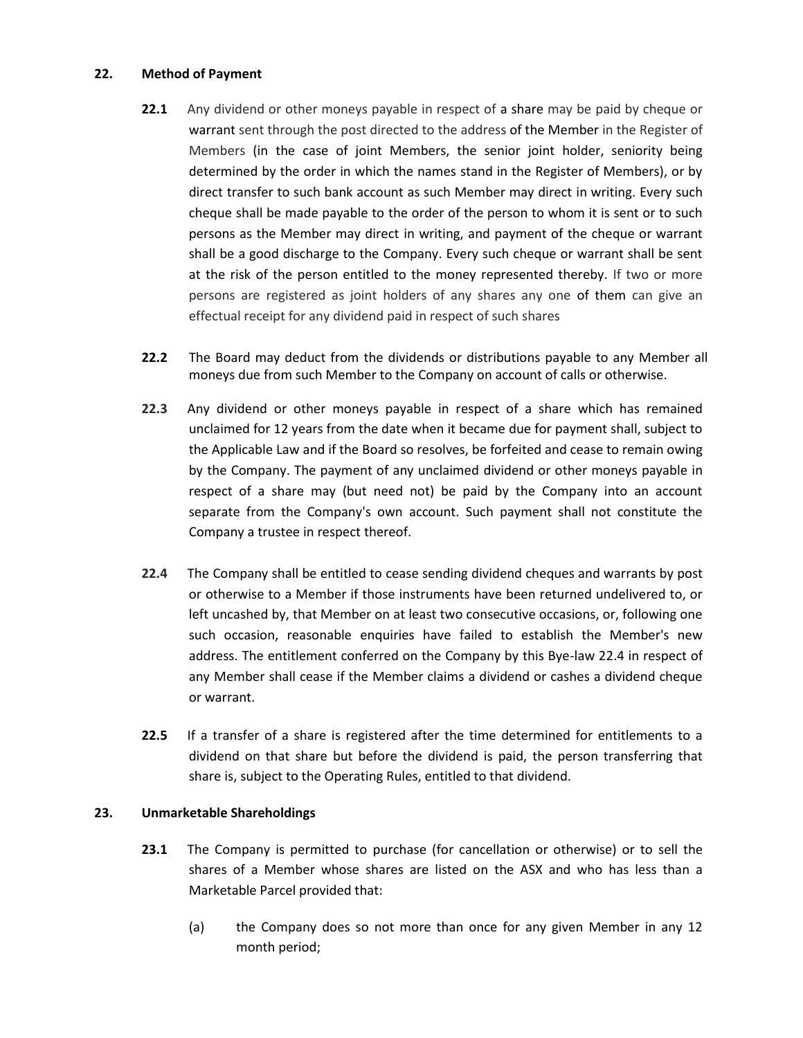## 22. Method of Payment

**22.1** Any dividend or other moneys payable in respect of a share may be paid by cheque or warrant sent through the post directed to the address of the Member in the Register of Members (in the case of joint Members, the senior joint holder, seniority being determined by the order in which the names stand in the Register of Members), or by direct transfer to such bank account as such Member may direct in writing. Every such cheque shall be made payable to the order of the person to whom it is sent or to such persons as the Member may direct in writing, and payment of the cheque or warrant shall be a good discharge to the Company. Every such cheque or warrant shall be sent at the risk of the person entitled to the money represented thereby. If two or more persons are registered as joint holders of any shares any one of them can give an effectual receipt for any dividend paid in respect of such shares

**22.2** The Board may deduct from the dividends or distributions payable to any Member all moneys due from such Member to the Company on account of calls or otherwise.

**22.3** Any dividend or other moneys payable in respect of a share which has remained unclaimed for 12 years from the date when it became due for payment shall, subject to the Applicable Law and if the Board so resolves, be forfeited and cease to remain owing by the Company. The payment of any unclaimed dividend or other moneys payable in respect of a share may (but need not) be paid by the Company into an account separate from the Company's own account. Such payment shall not constitute the Company a trustee in respect thereof.

**22.4** The Company shall be entitled to cease sending dividend cheques and warrants by post or otherwise to a Member if those instruments have been returned undelivered to, or left uncashed by, that Member on at least two consecutive occasions, or, following one such occasion, reasonable enquiries have failed to establish the Member's new address. The entitlement conferred on the Company by this Bye-law 22.4 in respect of any Member shall cease if the Member claims a dividend or cashes a dividend cheque or warrant.

**22.5** If a transfer of a share is registered after the time determined for entitlements to a dividend on that share but before the dividend is paid, the person transferring that share is, subject to the Operating Rules, entitled to that dividend.

## 23. Unmarketable Shareholdings

**23.1** The Company is permitted to purchase (for cancellation or otherwise) or to sell the shares of a Member whose shares are listed on the ASX and who has less than a Marketable Parcel provided that:

(a) the Company does so not more than once for any given Member in any 12 month period;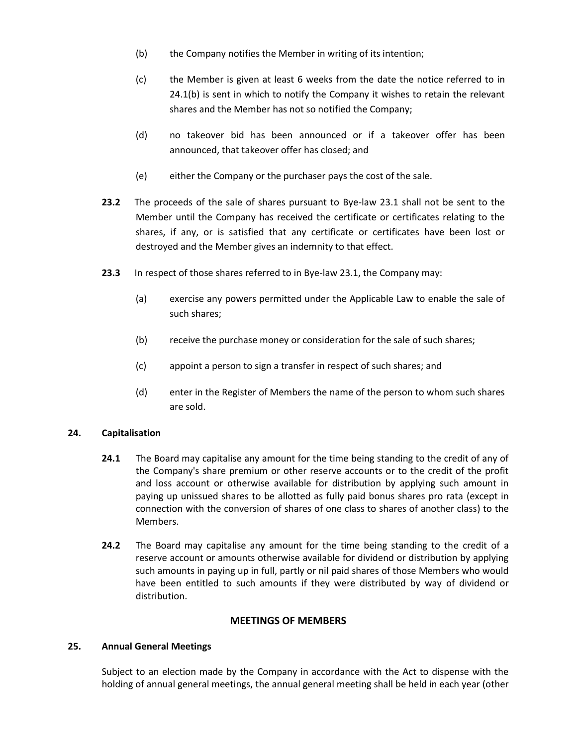(b) the Company notifies the Member in writing of its intention;

(c) the Member is given at least 6 weeks from the date the notice referred to in 24.1(b) is sent in which to notify the Company it wishes to retain the relevant shares and the Member has not so notified the Company;

(d) no takeover bid has been announced or if a takeover offer has been announced, that takeover offer has closed; and

(e) either the Company or the purchaser pays the cost of the sale.

**23.2** The proceeds of the sale of shares pursuant to Bye-law 23.1 shall not be sent to the Member until the Company has received the certificate or certificates relating to the shares, if any, or is satisfied that any certificate or certificates have been lost or destroyed and the Member gives an indemnity to that effect.

**23.3** In respect of those shares referred to in Bye-law 23.1, the Company may:

(a) exercise any powers permitted under the Applicable Law to enable the sale of such shares;

(b) receive the purchase money or consideration for the sale of such shares;

(c) appoint a person to sign a transfer in respect of such shares; and

(d) enter in the Register of Members the name of the person to whom such shares are sold.

### 24. Capitalisation

**24.1** The Board may capitalise any amount for the time being standing to the credit of any of the Company's share premium or other reserve accounts or to the credit of the profit and loss account or otherwise available for distribution by applying such amount in paying up unissued shares to be allotted as fully paid bonus shares pro rata (except in connection with the conversion of shares of one class to shares of another class) to the Members.

**24.2** The Board may capitalise any amount for the time being standing to the credit of a reserve account or amounts otherwise available for dividend or distribution by applying such amounts in paying up in full, partly or nil paid shares of those Members who would have been entitled to such amounts if they were distributed by way of dividend or distribution.

## MEETINGS OF MEMBERS

### 25. Annual General Meetings

Subject to an election made by the Company in accordance with the Act to dispense with the holding of annual general meetings, the annual general meeting shall be held in each year (other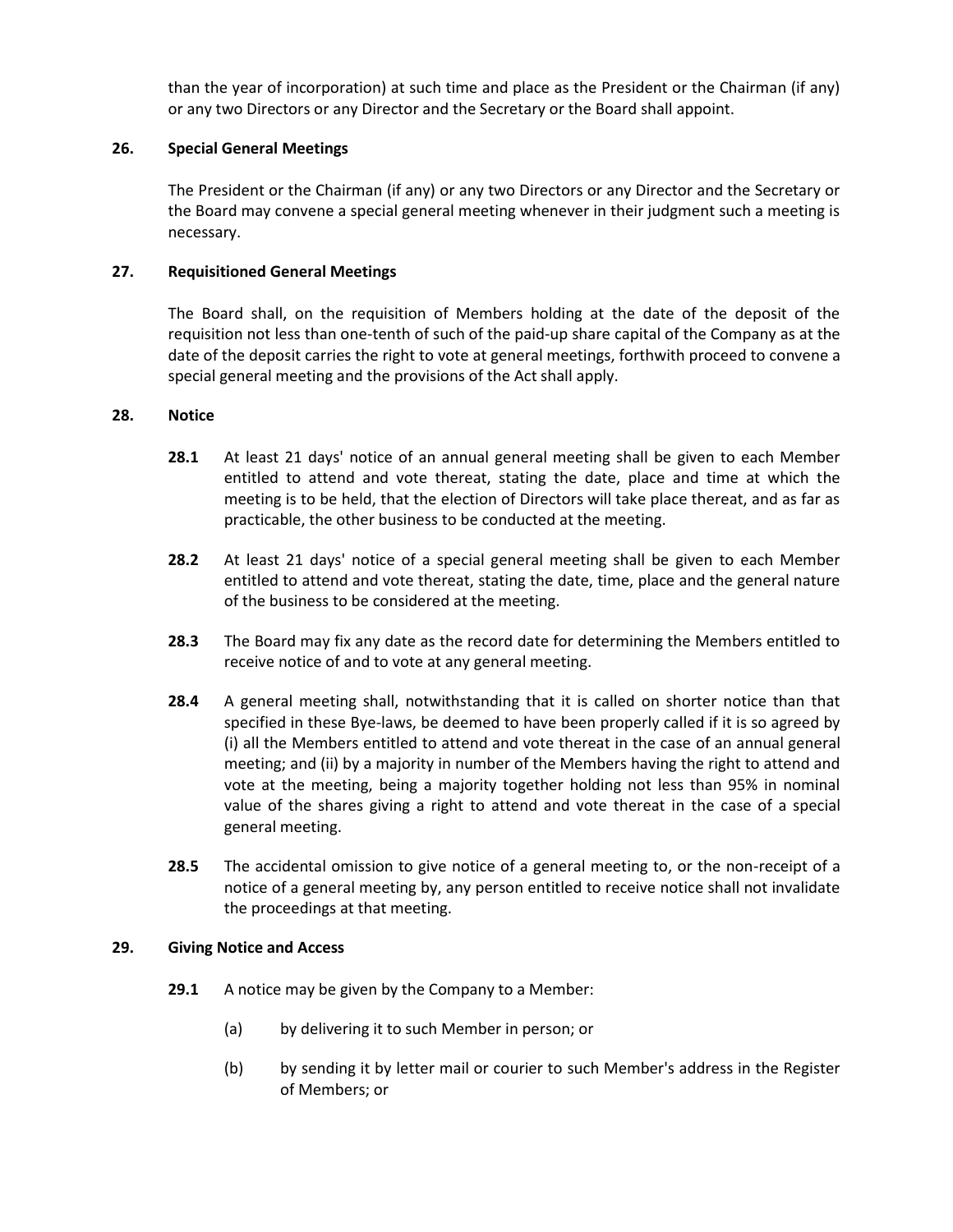than the year of incorporation) at such time and place as the President or the Chairman (if any) or any two Directors or any Director and the Secretary or the Board shall appoint.

### 26. Special General Meetings

The President or the Chairman (if any) or any two Directors or any Director and the Secretary or the Board may convene a special general meeting whenever in their judgment such a meeting is necessary.

### 27. Requisitioned General Meetings

The Board shall, on the requisition of Members holding at the date of the deposit of the requisition not less than one-tenth of such of the paid-up share capital of the Company as at the date of the deposit carries the right to vote at general meetings, forthwith proceed to convene a special general meeting and the provisions of the Act shall apply.

### 28. Notice

**28.1** At least 21 days' notice of an annual general meeting shall be given to each Member entitled to attend and vote thereat, stating the date, place and time at which the meeting is to be held, that the election of Directors will take place thereat, and as far as practicable, the other business to be conducted at the meeting.

**28.2** At least 21 days' notice of a special general meeting shall be given to each Member entitled to attend and vote thereat, stating the date, time, place and the general nature of the business to be considered at the meeting.

**28.3** The Board may fix any date as the record date for determining the Members entitled to receive notice of and to vote at any general meeting.

**28.4** A general meeting shall, notwithstanding that it is called on shorter notice than that specified in these Bye-laws, be deemed to have been properly called if it is so agreed by (i) all the Members entitled to attend and vote thereat in the case of an annual general meeting; and (ii) by a majority in number of the Members having the right to attend and vote at the meeting, being a majority together holding not less than 95% in nominal value of the shares giving a right to attend and vote thereat in the case of a special general meeting.

**28.5** The accidental omission to give notice of a general meeting to, or the non-receipt of a notice of a general meeting by, any person entitled to receive notice shall not invalidate the proceedings at that meeting.

### 29. Giving Notice and Access

**29.1** A notice may be given by the Company to a Member:

(a) by delivering it to such Member in person; or

(b) by sending it by letter mail or courier to such Member's address in the Register of Members; or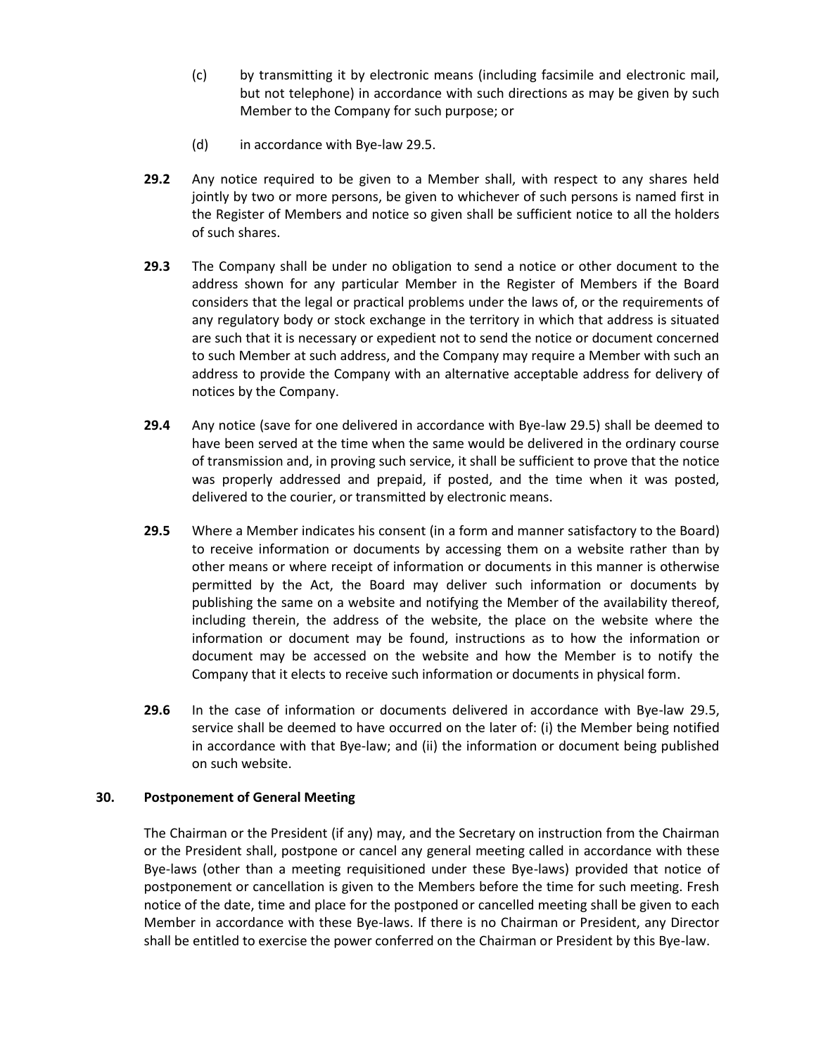(c) by transmitting it by electronic means (including facsimile and electronic mail, but not telephone) in accordance with such directions as may be given by such Member to the Company for such purpose; or

(d) in accordance with Bye-law 29.5.

**29.2** Any notice required to be given to a Member shall, with respect to any shares held jointly by two or more persons, be given to whichever of such persons is named first in the Register of Members and notice so given shall be sufficient notice to all the holders of such shares.

**29.3** The Company shall be under no obligation to send a notice or other document to the address shown for any particular Member in the Register of Members if the Board considers that the legal or practical problems under the laws of, or the requirements of any regulatory body or stock exchange in the territory in which that address is situated are such that it is necessary or expedient not to send the notice or document concerned to such Member at such address, and the Company may require a Member with such an address to provide the Company with an alternative acceptable address for delivery of notices by the Company.

**29.4** Any notice (save for one delivered in accordance with Bye-law 29.5) shall be deemed to have been served at the time when the same would be delivered in the ordinary course of transmission and, in proving such service, it shall be sufficient to prove that the notice was properly addressed and prepaid, if posted, and the time when it was posted, delivered to the courier, or transmitted by electronic means.

**29.5** Where a Member indicates his consent (in a form and manner satisfactory to the Board) to receive information or documents by accessing them on a website rather than by other means or where receipt of information or documents in this manner is otherwise permitted by the Act, the Board may deliver such information or documents by publishing the same on a website and notifying the Member of the availability thereof, including therein, the address of the website, the place on the website where the information or document may be found, instructions as to how the information or document may be accessed on the website and how the Member is to notify the Company that it elects to receive such information or documents in physical form.

**29.6** In the case of information or documents delivered in accordance with Bye-law 29.5, service shall be deemed to have occurred on the later of: (i) the Member being notified in accordance with that Bye-law; and (ii) the information or document being published on such website.

## 30. Postponement of General Meeting

The Chairman or the President (if any) may, and the Secretary on instruction from the Chairman or the President shall, postpone or cancel any general meeting called in accordance with these Bye-laws (other than a meeting requisitioned under these Bye-laws) provided that notice of postponement or cancellation is given to the Members before the time for such meeting. Fresh notice of the date, time and place for the postponed or cancelled meeting shall be given to each Member in accordance with these Bye-laws. If there is no Chairman or President, any Director shall be entitled to exercise the power conferred on the Chairman or President by this Bye-law.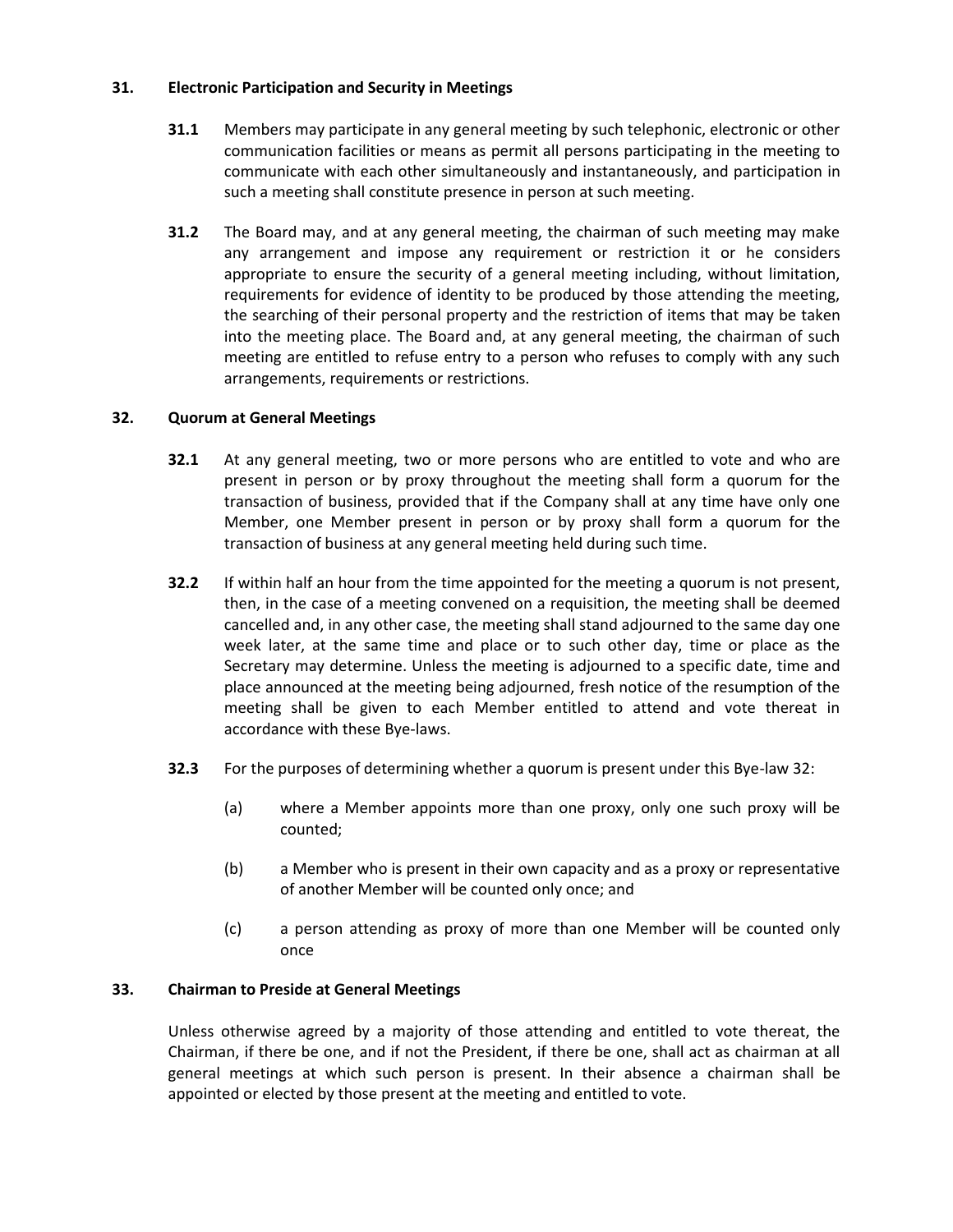### 31. Electronic Participation and Security in Meetings

**31.1** Members may participate in any general meeting by such telephonic, electronic or other communication facilities or means as permit all persons participating in the meeting to communicate with each other simultaneously and instantaneously, and participation in such a meeting shall constitute presence in person at such meeting.

**31.2** The Board may, and at any general meeting, the chairman of such meeting may make any arrangement and impose any requirement or restriction it or he considers appropriate to ensure the security of a general meeting including, without limitation, requirements for evidence of identity to be produced by those attending the meeting, the searching of their personal property and the restriction of items that may be taken into the meeting place. The Board and, at any general meeting, the chairman of such meeting are entitled to refuse entry to a person who refuses to comply with any such arrangements, requirements or restrictions.

### 32. Quorum at General Meetings

**32.1** At any general meeting, two or more persons who are entitled to vote and who are present in person or by proxy throughout the meeting shall form a quorum for the transaction of business, provided that if the Company shall at any time have only one Member, one Member present in person or by proxy shall form a quorum for the transaction of business at any general meeting held during such time.

**32.2** If within half an hour from the time appointed for the meeting a quorum is not present, then, in the case of a meeting convened on a requisition, the meeting shall be deemed cancelled and, in any other case, the meeting shall stand adjourned to the same day one week later, at the same time and place or to such other day, time or place as the Secretary may determine. Unless the meeting is adjourned to a specific date, time and place announced at the meeting being adjourned, fresh notice of the resumption of the meeting shall be given to each Member entitled to attend and vote thereat in accordance with these Bye-laws.

**32.3** For the purposes of determining whether a quorum is present under this Bye-law 32:

(a) where a Member appoints more than one proxy, only one such proxy will be counted;

(b) a Member who is present in their own capacity and as a proxy or representative of another Member will be counted only once; and

(c) a person attending as proxy of more than one Member will be counted only once

### 33. Chairman to Preside at General Meetings

Unless otherwise agreed by a majority of those attending and entitled to vote thereat, the Chairman, if there be one, and if not the President, if there be one, shall act as chairman at all general meetings at which such person is present. In their absence a chairman shall be appointed or elected by those present at the meeting and entitled to vote.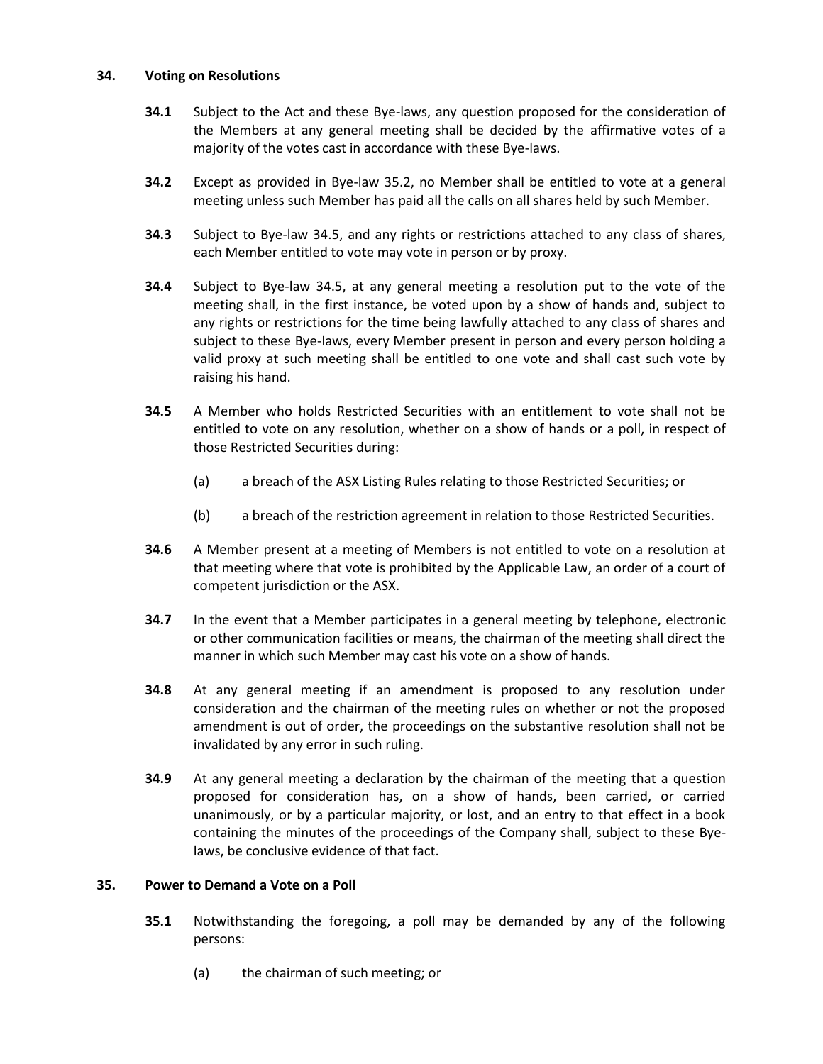## 34. Voting on Resolutions

**34.1** Subject to the Act and these Bye-laws, any question proposed for the consideration of the Members at any general meeting shall be decided by the affirmative votes of a majority of the votes cast in accordance with these Bye-laws.

**34.2** Except as provided in Bye-law 35.2, no Member shall be entitled to vote at a general meeting unless such Member has paid all the calls on all shares held by such Member.

**34.3** Subject to Bye-law 34.5, and any rights or restrictions attached to any class of shares, each Member entitled to vote may vote in person or by proxy.

**34.4** Subject to Bye-law 34.5, at any general meeting a resolution put to the vote of the meeting shall, in the first instance, be voted upon by a show of hands and, subject to any rights or restrictions for the time being lawfully attached to any class of shares and subject to these Bye-laws, every Member present in person and every person holding a valid proxy at such meeting shall be entitled to one vote and shall cast such vote by raising his hand.

**34.5** A Member who holds Restricted Securities with an entitlement to vote shall not be entitled to vote on any resolution, whether on a show of hands or a poll, in respect of those Restricted Securities during:

(a) a breach of the ASX Listing Rules relating to those Restricted Securities; or

(b) a breach of the restriction agreement in relation to those Restricted Securities.

**34.6** A Member present at a meeting of Members is not entitled to vote on a resolution at that meeting where that vote is prohibited by the Applicable Law, an order of a court of competent jurisdiction or the ASX.

**34.7** In the event that a Member participates in a general meeting by telephone, electronic or other communication facilities or means, the chairman of the meeting shall direct the manner in which such Member may cast his vote on a show of hands.

**34.8** At any general meeting if an amendment is proposed to any resolution under consideration and the chairman of the meeting rules on whether or not the proposed amendment is out of order, the proceedings on the substantive resolution shall not be invalidated by any error in such ruling.

**34.9** At any general meeting a declaration by the chairman of the meeting that a question proposed for consideration has, on a show of hands, been carried, or carried unanimously, or by a particular majority, or lost, and an entry to that effect in a book containing the minutes of the proceedings of the Company shall, subject to these Bye-laws, be conclusive evidence of that fact.

## 35. Power to Demand a Vote on a Poll

**35.1** Notwithstanding the foregoing, a poll may be demanded by any of the following persons:

(a) the chairman of such meeting; or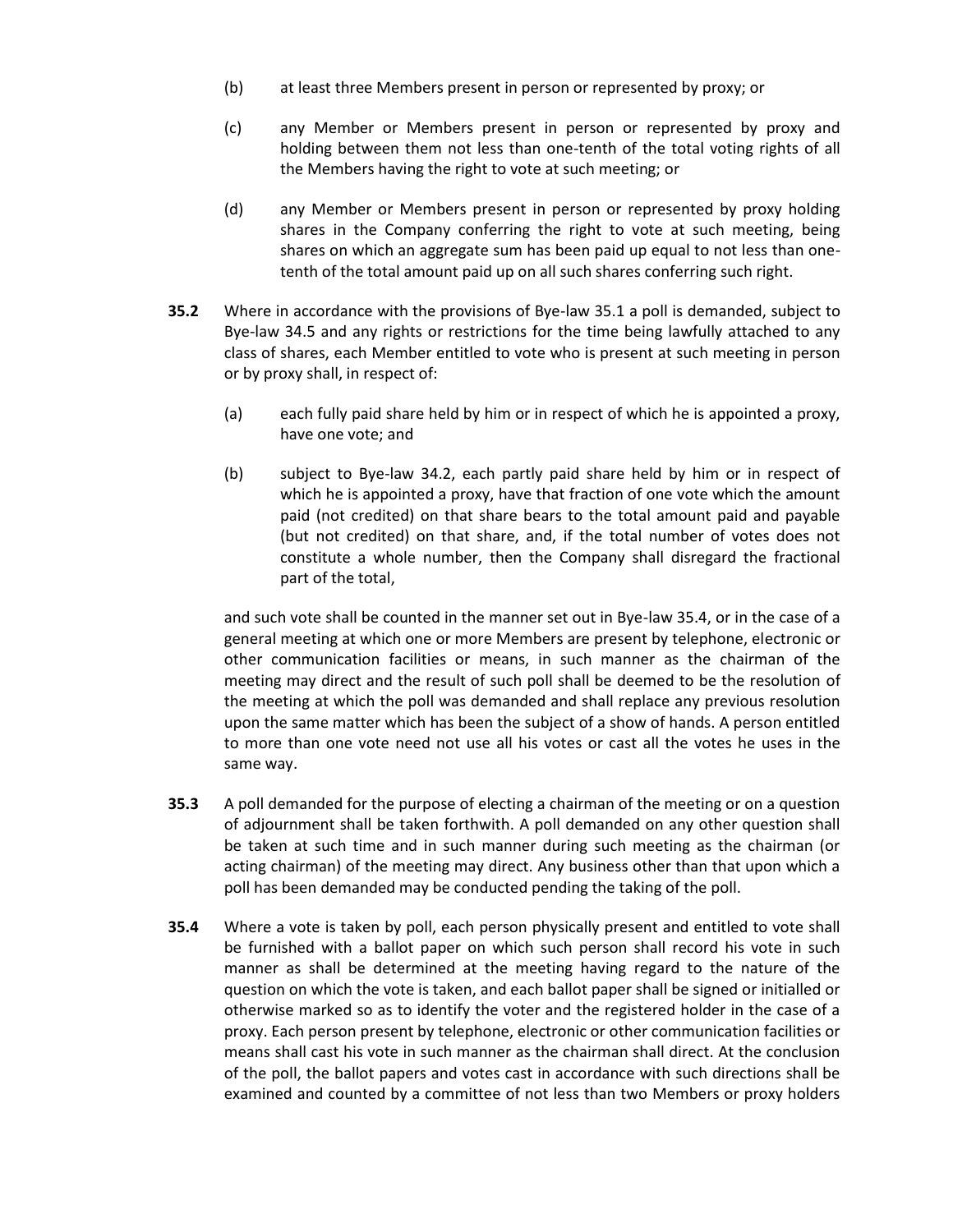(b) at least three Members present in person or represented by proxy; or

(c) any Member or Members present in person or represented by proxy and holding between them not less than one-tenth of the total voting rights of all the Members having the right to vote at such meeting; or

(d) any Member or Members present in person or represented by proxy holding shares in the Company conferring the right to vote at such meeting, being shares on which an aggregate sum has been paid up equal to not less than one-tenth of the total amount paid up on all such shares conferring such right.

**35.2** Where in accordance with the provisions of Bye-law 35.1 a poll is demanded, subject to Bye-law 34.5 and any rights or restrictions for the time being lawfully attached to any class of shares, each Member entitled to vote who is present at such meeting in person or by proxy shall, in respect of:

(a) each fully paid share held by him or in respect of which he is appointed a proxy, have one vote; and

(b) subject to Bye-law 34.2, each partly paid share held by him or in respect of which he is appointed a proxy, have that fraction of one vote which the amount paid (not credited) on that share bears to the total amount paid and payable (but not credited) on that share, and, if the total number of votes does not constitute a whole number, then the Company shall disregard the fractional part of the total,

and such vote shall be counted in the manner set out in Bye-law 35.4, or in the case of a general meeting at which one or more Members are present by telephone, electronic or other communication facilities or means, in such manner as the chairman of the meeting may direct and the result of such poll shall be deemed to be the resolution of the meeting at which the poll was demanded and shall replace any previous resolution upon the same matter which has been the subject of a show of hands. A person entitled to more than one vote need not use all his votes or cast all the votes he uses in the same way.

**35.3** A poll demanded for the purpose of electing a chairman of the meeting or on a question of adjournment shall be taken forthwith. A poll demanded on any other question shall be taken at such time and in such manner during such meeting as the chairman (or acting chairman) of the meeting may direct. Any business other than that upon which a poll has been demanded may be conducted pending the taking of the poll.

**35.4** Where a vote is taken by poll, each person physically present and entitled to vote shall be furnished with a ballot paper on which such person shall record his vote in such manner as shall be determined at the meeting having regard to the nature of the question on which the vote is taken, and each ballot paper shall be signed or initialled or otherwise marked so as to identify the voter and the registered holder in the case of a proxy. Each person present by telephone, electronic or other communication facilities or means shall cast his vote in such manner as the chairman shall direct. At the conclusion of the poll, the ballot papers and votes cast in accordance with such directions shall be examined and counted by a committee of not less than two Members or proxy holders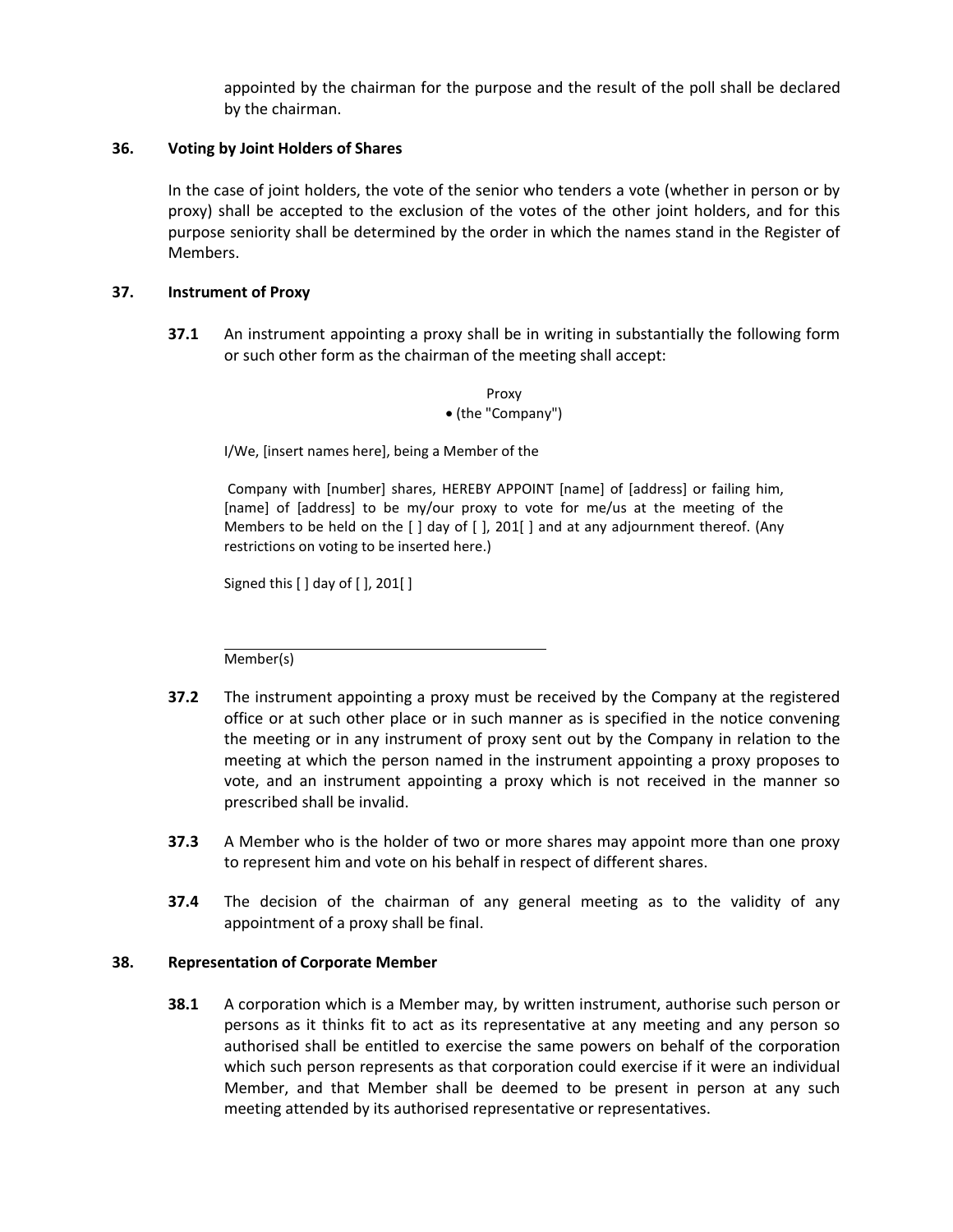appointed by the chairman for the purpose and the result of the poll shall be declared by the chairman.

**36. Voting by Joint Holders of Shares**

In the case of joint holders, the vote of the senior who tenders a vote (whether in person or by proxy) shall be accepted to the exclusion of the votes of the other joint holders, and for this purpose seniority shall be determined by the order in which the names stand in the Register of Members.

**37. Instrument of Proxy**

**37.1** An instrument appointing a proxy shall be in writing in substantially the following form or such other form as the chairman of the meeting shall accept:

Proxy
• (the "Company")

I/We, [insert names here], being a Member of the

Company with [number] shares, HEREBY APPOINT [name] of [address] or failing him, [name] of [address] to be my/our proxy to vote for me/us at the meeting of the Members to be held on the [ ] day of [ ], 201[ ] and at any adjournment thereof. (Any restrictions on voting to be inserted here.)

Signed this [ ] day of [ ], 201[ ]

______________________________
Member(s)

**37.2** The instrument appointing a proxy must be received by the Company at the registered office or at such other place or in such manner as is specified in the notice convening the meeting or in any instrument of proxy sent out by the Company in relation to the meeting at which the person named in the instrument appointing a proxy proposes to vote, and an instrument appointing a proxy which is not received in the manner so prescribed shall be invalid.

**37.3** A Member who is the holder of two or more shares may appoint more than one proxy to represent him and vote on his behalf in respect of different shares.

**37.4** The decision of the chairman of any general meeting as to the validity of any appointment of a proxy shall be final.

**38. Representation of Corporate Member**

**38.1** A corporation which is a Member may, by written instrument, authorise such person or persons as it thinks fit to act as its representative at any meeting and any person so authorised shall be entitled to exercise the same powers on behalf of the corporation which such person represents as that corporation could exercise if it were an individual Member, and that Member shall be deemed to be present in person at any such meeting attended by its authorised representative or representatives.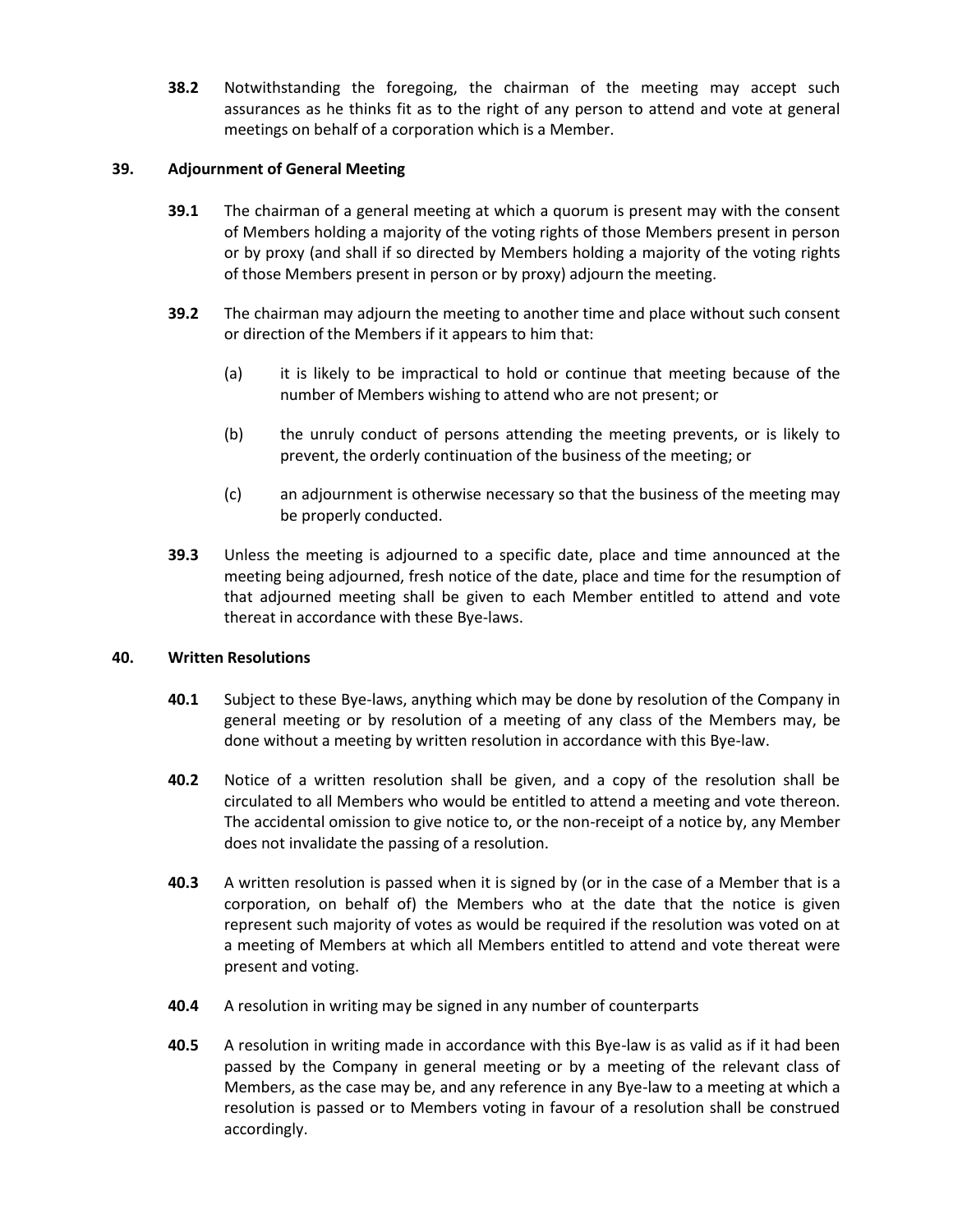**38.2** Notwithstanding the foregoing, the chairman of the meeting may accept such assurances as he thinks fit as to the right of any person to attend and vote at general meetings on behalf of a corporation which is a Member.

## 39. Adjournment of General Meeting

**39.1** The chairman of a general meeting at which a quorum is present may with the consent of Members holding a majority of the voting rights of those Members present in person or by proxy (and shall if so directed by Members holding a majority of the voting rights of those Members present in person or by proxy) adjourn the meeting.

**39.2** The chairman may adjourn the meeting to another time and place without such consent or direction of the Members if it appears to him that:

(a) it is likely to be impractical to hold or continue that meeting because of the number of Members wishing to attend who are not present; or

(b) the unruly conduct of persons attending the meeting prevents, or is likely to prevent, the orderly continuation of the business of the meeting; or

(c) an adjournment is otherwise necessary so that the business of the meeting may be properly conducted.

**39.3** Unless the meeting is adjourned to a specific date, place and time announced at the meeting being adjourned, fresh notice of the date, place and time for the resumption of that adjourned meeting shall be given to each Member entitled to attend and vote thereat in accordance with these Bye-laws.

## 40. Written Resolutions

**40.1** Subject to these Bye-laws, anything which may be done by resolution of the Company in general meeting or by resolution of a meeting of any class of the Members may, be done without a meeting by written resolution in accordance with this Bye-law.

**40.2** Notice of a written resolution shall be given, and a copy of the resolution shall be circulated to all Members who would be entitled to attend a meeting and vote thereon. The accidental omission to give notice to, or the non-receipt of a notice by, any Member does not invalidate the passing of a resolution.

**40.3** A written resolution is passed when it is signed by (or in the case of a Member that is a corporation, on behalf of) the Members who at the date that the notice is given represent such majority of votes as would be required if the resolution was voted on at a meeting of Members at which all Members entitled to attend and vote thereat were present and voting.

**40.4** A resolution in writing may be signed in any number of counterparts

**40.5** A resolution in writing made in accordance with this Bye-law is as valid as if it had been passed by the Company in general meeting or by a meeting of the relevant class of Members, as the case may be, and any reference in any Bye-law to a meeting at which a resolution is passed or to Members voting in favour of a resolution shall be construed accordingly.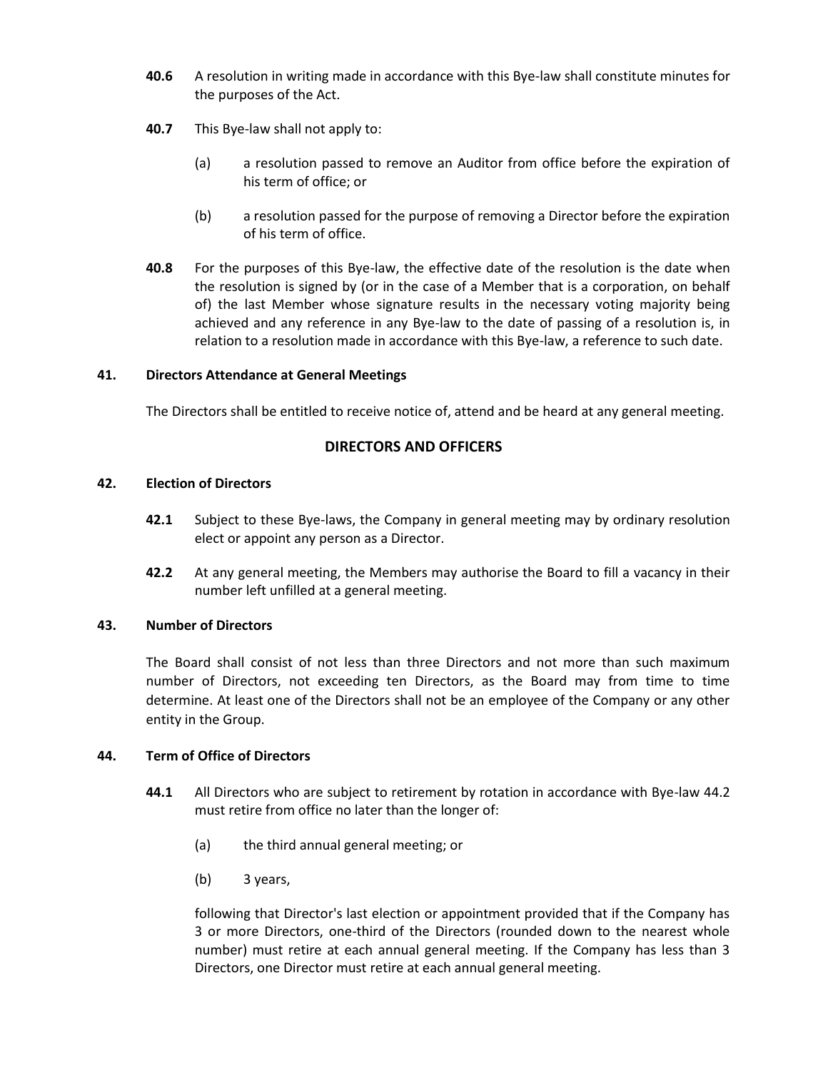**40.6** A resolution in writing made in accordance with this Bye-law shall constitute minutes for the purposes of the Act.

**40.7** This Bye-law shall not apply to:

(a) a resolution passed to remove an Auditor from office before the expiration of his term of office; or

(b) a resolution passed for the purpose of removing a Director before the expiration of his term of office.

**40.8** For the purposes of this Bye-law, the effective date of the resolution is the date when the resolution is signed by (or in the case of a Member that is a corporation, on behalf of) the last Member whose signature results in the necessary voting majority being achieved and any reference in any Bye-law to the date of passing of a resolution is, in relation to a resolution made in accordance with this Bye-law, a reference to such date.

### 41. Directors Attendance at General Meetings

The Directors shall be entitled to receive notice of, attend and be heard at any general meeting.

## DIRECTORS AND OFFICERS

### 42. Election of Directors

**42.1** Subject to these Bye-laws, the Company in general meeting may by ordinary resolution elect or appoint any person as a Director.

**42.2** At any general meeting, the Members may authorise the Board to fill a vacancy in their number left unfilled at a general meeting.

### 43. Number of Directors

The Board shall consist of not less than three Directors and not more than such maximum number of Directors, not exceeding ten Directors, as the Board may from time to time determine. At least one of the Directors shall not be an employee of the Company or any other entity in the Group.

### 44. Term of Office of Directors

**44.1** All Directors who are subject to retirement by rotation in accordance with Bye-law 44.2 must retire from office no later than the longer of:

(a) the third annual general meeting; or

(b) 3 years,

following that Director's last election or appointment provided that if the Company has 3 or more Directors, one-third of the Directors (rounded down to the nearest whole number) must retire at each annual general meeting. If the Company has less than 3 Directors, one Director must retire at each annual general meeting.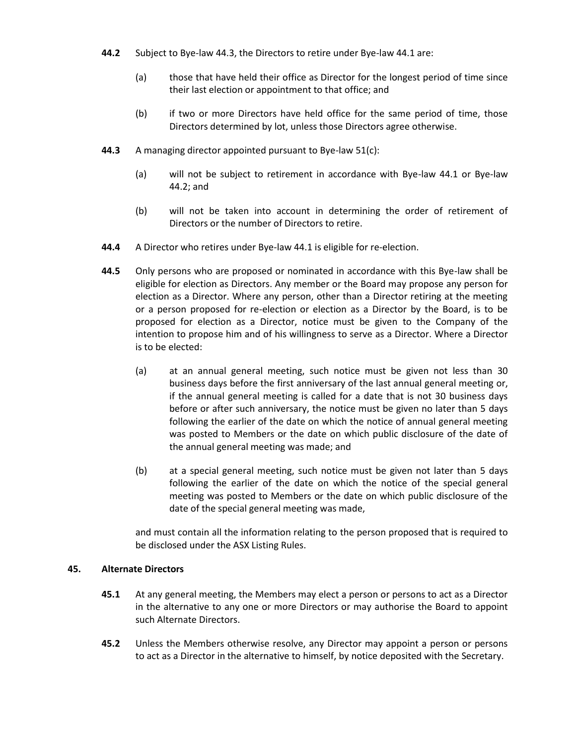**44.2** Subject to Bye-law 44.3, the Directors to retire under Bye-law 44.1 are:

(a) those that have held their office as Director for the longest period of time since their last election or appointment to that office; and

(b) if two or more Directors have held office for the same period of time, those Directors determined by lot, unless those Directors agree otherwise.

**44.3** A managing director appointed pursuant to Bye-law 51(c):

(a) will not be subject to retirement in accordance with Bye-law 44.1 or Bye-law 44.2; and

(b) will not be taken into account in determining the order of retirement of Directors or the number of Directors to retire.

**44.4** A Director who retires under Bye-law 44.1 is eligible for re-election.

**44.5** Only persons who are proposed or nominated in accordance with this Bye-law shall be eligible for election as Directors. Any member or the Board may propose any person for election as a Director. Where any person, other than a Director retiring at the meeting or a person proposed for re-election or election as a Director by the Board, is to be proposed for election as a Director, notice must be given to the Company of the intention to propose him and of his willingness to serve as a Director. Where a Director is to be elected:

(a) at an annual general meeting, such notice must be given not less than 30 business days before the first anniversary of the last annual general meeting or, if the annual general meeting is called for a date that is not 30 business days before or after such anniversary, the notice must be given no later than 5 days following the earlier of the date on which the notice of annual general meeting was posted to Members or the date on which public disclosure of the date of the annual general meeting was made; and

(b) at a special general meeting, such notice must be given not later than 5 days following the earlier of the date on which the notice of the special general meeting was posted to Members or the date on which public disclosure of the date of the special general meeting was made,

and must contain all the information relating to the person proposed that is required to be disclosed under the ASX Listing Rules.

## 45. Alternate Directors

**45.1** At any general meeting, the Members may elect a person or persons to act as a Director in the alternative to any one or more Directors or may authorise the Board to appoint such Alternate Directors.

**45.2** Unless the Members otherwise resolve, any Director may appoint a person or persons to act as a Director in the alternative to himself, by notice deposited with the Secretary.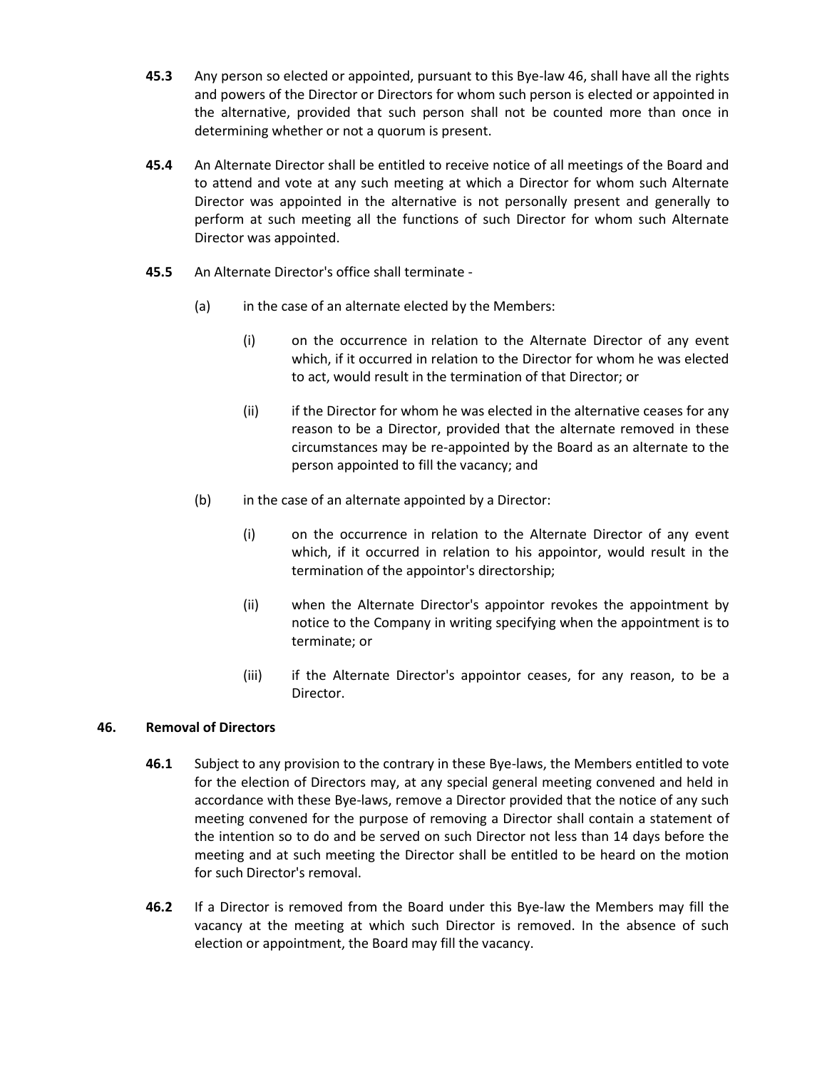**45.3** Any person so elected or appointed, pursuant to this Bye-law 46, shall have all the rights and powers of the Director or Directors for whom such person is elected or appointed in the alternative, provided that such person shall not be counted more than once in determining whether or not a quorum is present.

**45.4** An Alternate Director shall be entitled to receive notice of all meetings of the Board and to attend and vote at any such meeting at which a Director for whom such Alternate Director was appointed in the alternative is not personally present and generally to perform at such meeting all the functions of such Director for whom such Alternate Director was appointed.

**45.5** An Alternate Director's office shall terminate -

(a) in the case of an alternate elected by the Members:

(i) on the occurrence in relation to the Alternate Director of any event which, if it occurred in relation to the Director for whom he was elected to act, would result in the termination of that Director; or

(ii) if the Director for whom he was elected in the alternative ceases for any reason to be a Director, provided that the alternate removed in these circumstances may be re-appointed by the Board as an alternate to the person appointed to fill the vacancy; and

(b) in the case of an alternate appointed by a Director:

(i) on the occurrence in relation to the Alternate Director of any event which, if it occurred in relation to his appointor, would result in the termination of the appointor's directorship;

(ii) when the Alternate Director's appointor revokes the appointment by notice to the Company in writing specifying when the appointment is to terminate; or

(iii) if the Alternate Director's appointor ceases, for any reason, to be a Director.

## 46. Removal of Directors

**46.1** Subject to any provision to the contrary in these Bye-laws, the Members entitled to vote for the election of Directors may, at any special general meeting convened and held in accordance with these Bye-laws, remove a Director provided that the notice of any such meeting convened for the purpose of removing a Director shall contain a statement of the intention so to do and be served on such Director not less than 14 days before the meeting and at such meeting the Director shall be entitled to be heard on the motion for such Director's removal.

**46.2** If a Director is removed from the Board under this Bye-law the Members may fill the vacancy at the meeting at which such Director is removed. In the absence of such election or appointment, the Board may fill the vacancy.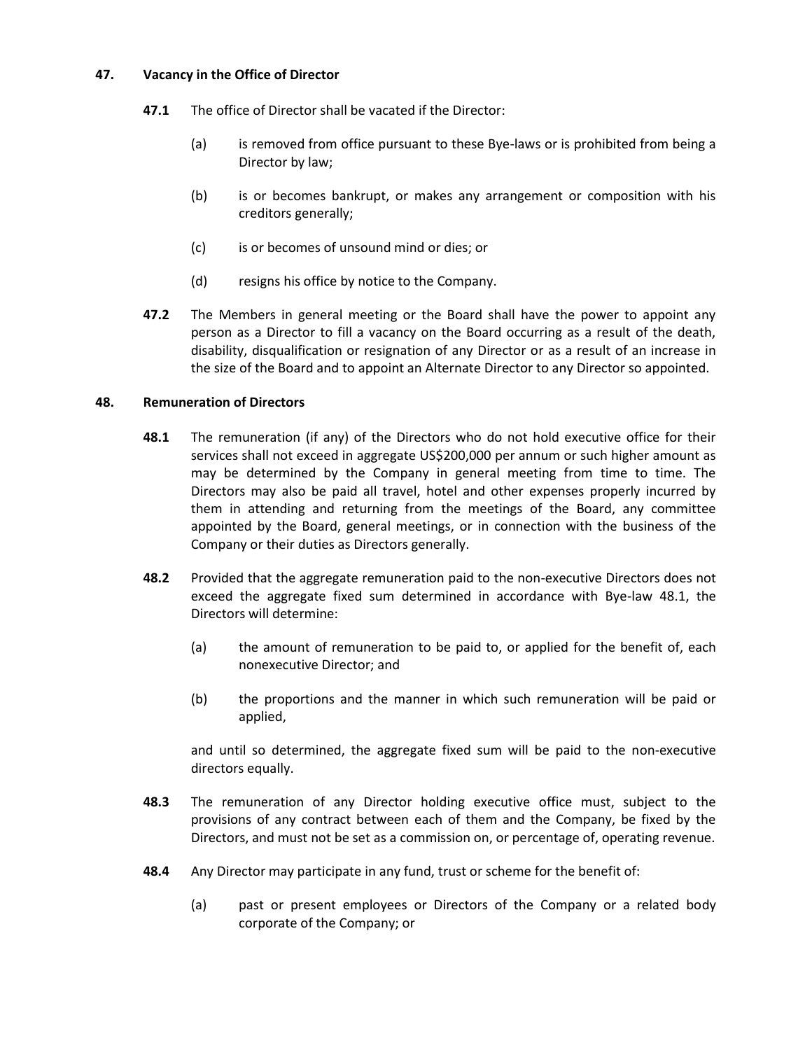## 47. Vacancy in the Office of Director

**47.1** The office of Director shall be vacated if the Director:

(a) is removed from office pursuant to these Bye-laws or is prohibited from being a Director by law;

(b) is or becomes bankrupt, or makes any arrangement or composition with his creditors generally;

(c) is or becomes of unsound mind or dies; or

(d) resigns his office by notice to the Company.

**47.2** The Members in general meeting or the Board shall have the power to appoint any person as a Director to fill a vacancy on the Board occurring as a result of the death, disability, disqualification or resignation of any Director or as a result of an increase in the size of the Board and to appoint an Alternate Director to any Director so appointed.

## 48. Remuneration of Directors

**48.1** The remuneration (if any) of the Directors who do not hold executive office for their services shall not exceed in aggregate US$200,000 per annum or such higher amount as may be determined by the Company in general meeting from time to time. The Directors may also be paid all travel, hotel and other expenses properly incurred by them in attending and returning from the meetings of the Board, any committee appointed by the Board, general meetings, or in connection with the business of the Company or their duties as Directors generally.

**48.2** Provided that the aggregate remuneration paid to the non-executive Directors does not exceed the aggregate fixed sum determined in accordance with Bye-law 48.1, the Directors will determine:

(a) the amount of remuneration to be paid to, or applied for the benefit of, each nonexecutive Director; and

(b) the proportions and the manner in which such remuneration will be paid or applied,

and until so determined, the aggregate fixed sum will be paid to the non-executive directors equally.

**48.3** The remuneration of any Director holding executive office must, subject to the provisions of any contract between each of them and the Company, be fixed by the Directors, and must not be set as a commission on, or percentage of, operating revenue.

**48.4** Any Director may participate in any fund, trust or scheme for the benefit of:

(a) past or present employees or Directors of the Company or a related body corporate of the Company; or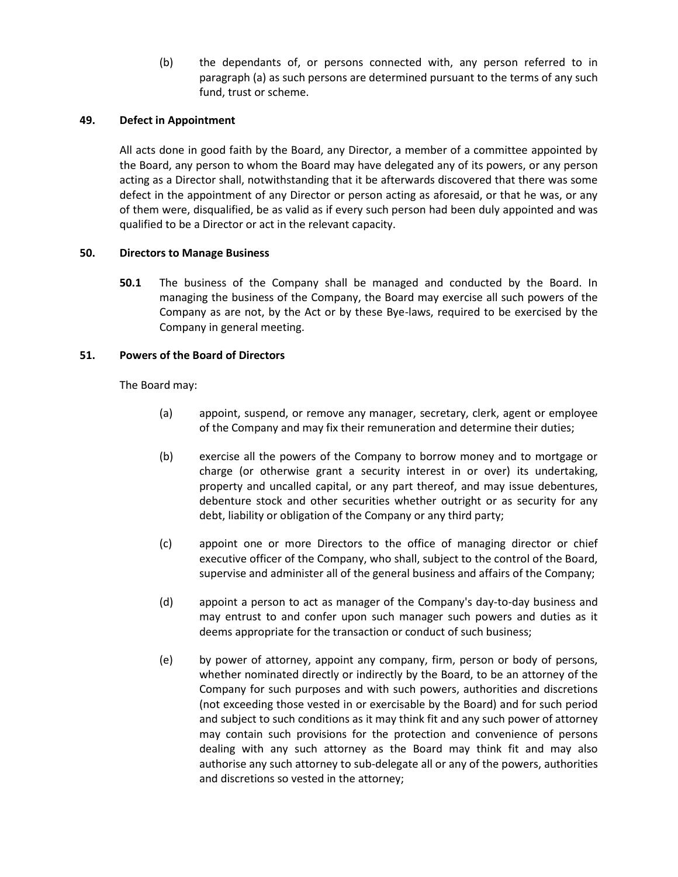(b) the dependants of, or persons connected with, any person referred to in paragraph (a) as such persons are determined pursuant to the terms of any such fund, trust or scheme.

## 49. Defect in Appointment

All acts done in good faith by the Board, any Director, a member of a committee appointed by the Board, any person to whom the Board may have delegated any of its powers, or any person acting as a Director shall, notwithstanding that it be afterwards discovered that there was some defect in the appointment of any Director or person acting as aforesaid, or that he was, or any of them were, disqualified, be as valid as if every such person had been duly appointed and was qualified to be a Director or act in the relevant capacity.

## 50. Directors to Manage Business

**50.1** The business of the Company shall be managed and conducted by the Board. In managing the business of the Company, the Board may exercise all such powers of the Company as are not, by the Act or by these Bye-laws, required to be exercised by the Company in general meeting.

## 51. Powers of the Board of Directors

The Board may:

(a) appoint, suspend, or remove any manager, secretary, clerk, agent or employee of the Company and may fix their remuneration and determine their duties;

(b) exercise all the powers of the Company to borrow money and to mortgage or charge (or otherwise grant a security interest in or over) its undertaking, property and uncalled capital, or any part thereof, and may issue debentures, debenture stock and other securities whether outright or as security for any debt, liability or obligation of the Company or any third party;

(c) appoint one or more Directors to the office of managing director or chief executive officer of the Company, who shall, subject to the control of the Board, supervise and administer all of the general business and affairs of the Company;

(d) appoint a person to act as manager of the Company's day-to-day business and may entrust to and confer upon such manager such powers and duties as it deems appropriate for the transaction or conduct of such business;

(e) by power of attorney, appoint any company, firm, person or body of persons, whether nominated directly or indirectly by the Board, to be an attorney of the Company for such purposes and with such powers, authorities and discretions (not exceeding those vested in or exercisable by the Board) and for such period and subject to such conditions as it may think fit and any such power of attorney may contain such provisions for the protection and convenience of persons dealing with any such attorney as the Board may think fit and may also authorise any such attorney to sub-delegate all or any of the powers, authorities and discretions so vested in the attorney;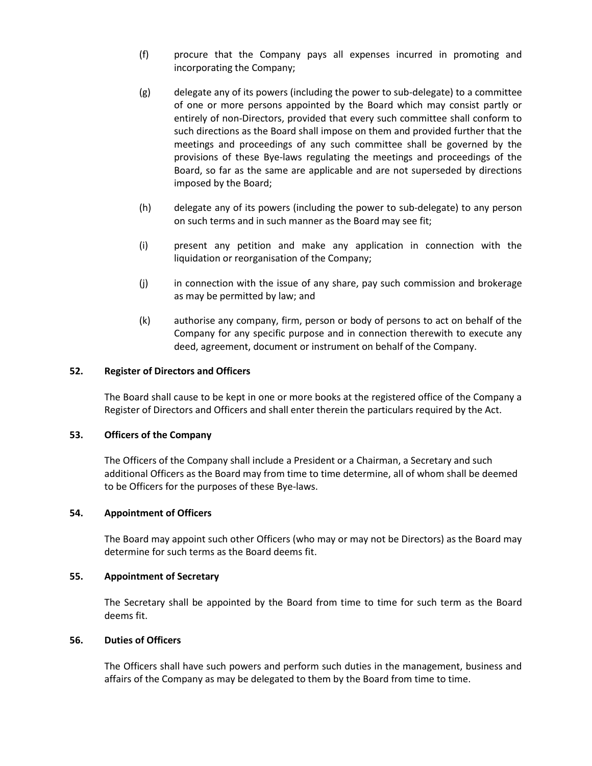(f) procure that the Company pays all expenses incurred in promoting and incorporating the Company;

(g) delegate any of its powers (including the power to sub-delegate) to a committee of one or more persons appointed by the Board which may consist partly or entirely of non-Directors, provided that every such committee shall conform to such directions as the Board shall impose on them and provided further that the meetings and proceedings of any such committee shall be governed by the provisions of these Bye-laws regulating the meetings and proceedings of the Board, so far as the same are applicable and are not superseded by directions imposed by the Board;

(h) delegate any of its powers (including the power to sub-delegate) to any person on such terms and in such manner as the Board may see fit;

(i) present any petition and make any application in connection with the liquidation or reorganisation of the Company;

(j) in connection with the issue of any share, pay such commission and brokerage as may be permitted by law; and

(k) authorise any company, firm, person or body of persons to act on behalf of the Company for any specific purpose and in connection therewith to execute any deed, agreement, document or instrument on behalf of the Company.

**52. Register of Directors and Officers**

The Board shall cause to be kept in one or more books at the registered office of the Company a Register of Directors and Officers and shall enter therein the particulars required by the Act.

**53. Officers of the Company**

The Officers of the Company shall include a President or a Chairman, a Secretary and such additional Officers as the Board may from time to time determine, all of whom shall be deemed to be Officers for the purposes of these Bye-laws.

**54. Appointment of Officers**

The Board may appoint such other Officers (who may or may not be Directors) as the Board may determine for such terms as the Board deems fit.

**55. Appointment of Secretary**

The Secretary shall be appointed by the Board from time to time for such term as the Board deems fit.

**56. Duties of Officers**

The Officers shall have such powers and perform such duties in the management, business and affairs of the Company as may be delegated to them by the Board from time to time.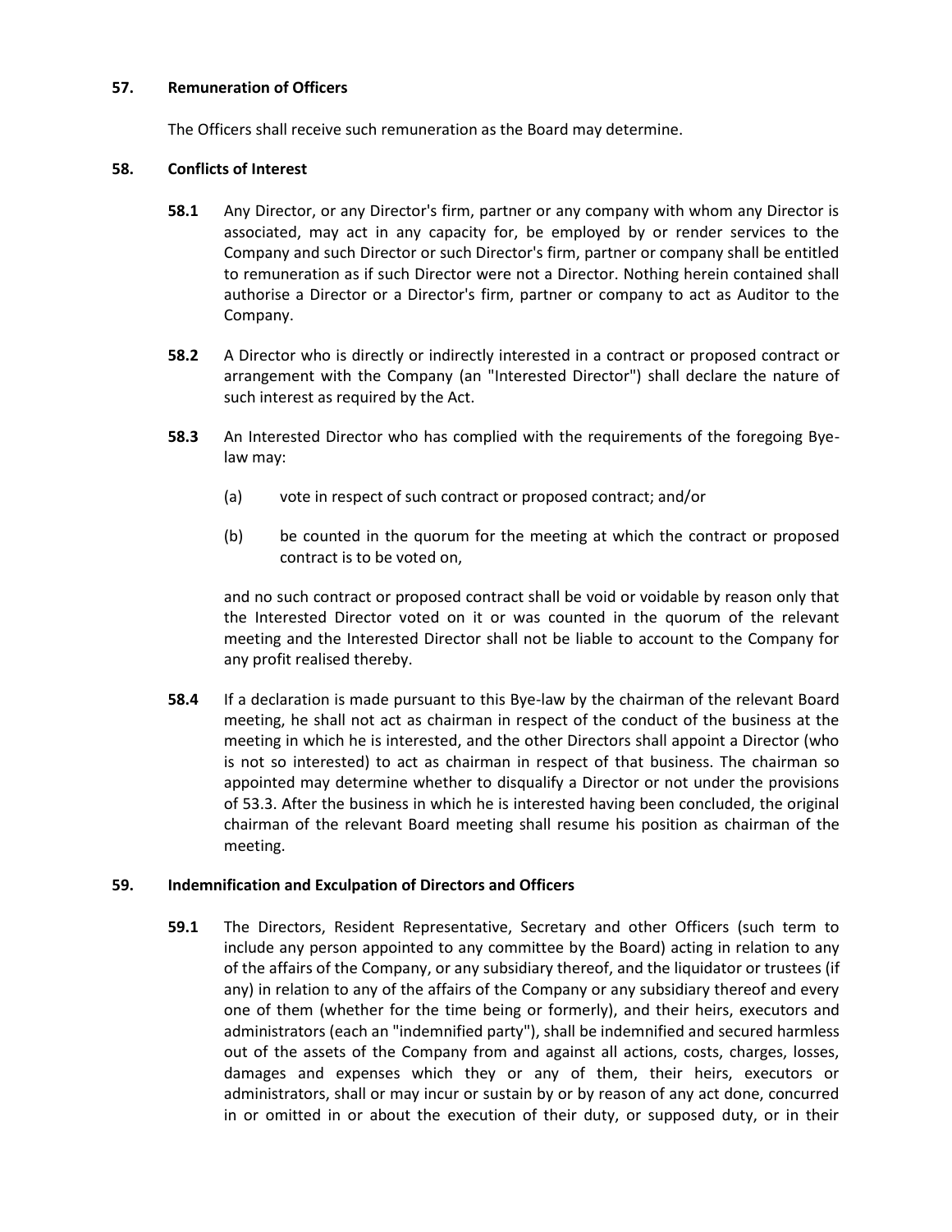### 57. Remuneration of Officers

The Officers shall receive such remuneration as the Board may determine.

### 58. Conflicts of Interest

**58.1** Any Director, or any Director's firm, partner or any company with whom any Director is associated, may act in any capacity for, be employed by or render services to the Company and such Director or such Director's firm, partner or company shall be entitled to remuneration as if such Director were not a Director. Nothing herein contained shall authorise a Director or a Director's firm, partner or company to act as Auditor to the Company.

**58.2** A Director who is directly or indirectly interested in a contract or proposed contract or arrangement with the Company (an "Interested Director") shall declare the nature of such interest as required by the Act.

**58.3** An Interested Director who has complied with the requirements of the foregoing Bye-law may:

(a) vote in respect of such contract or proposed contract; and/or

(b) be counted in the quorum for the meeting at which the contract or proposed contract is to be voted on,

and no such contract or proposed contract shall be void or voidable by reason only that the Interested Director voted on it or was counted in the quorum of the relevant meeting and the Interested Director shall not be liable to account to the Company for any profit realised thereby.

**58.4** If a declaration is made pursuant to this Bye-law by the chairman of the relevant Board meeting, he shall not act as chairman in respect of the conduct of the business at the meeting in which he is interested, and the other Directors shall appoint a Director (who is not so interested) to act as chairman in respect of that business. The chairman so appointed may determine whether to disqualify a Director or not under the provisions of 53.3. After the business in which he is interested having been concluded, the original chairman of the relevant Board meeting shall resume his position as chairman of the meeting.

### 59. Indemnification and Exculpation of Directors and Officers

**59.1** The Directors, Resident Representative, Secretary and other Officers (such term to include any person appointed to any committee by the Board) acting in relation to any of the affairs of the Company, or any subsidiary thereof, and the liquidator or trustees (if any) in relation to any of the affairs of the Company or any subsidiary thereof and every one of them (whether for the time being or formerly), and their heirs, executors and administrators (each an "indemnified party"), shall be indemnified and secured harmless out of the assets of the Company from and against all actions, costs, charges, losses, damages and expenses which they or any of them, their heirs, executors or administrators, shall or may incur or sustain by or by reason of any act done, concurred in or omitted in or about the execution of their duty, or supposed duty, or in their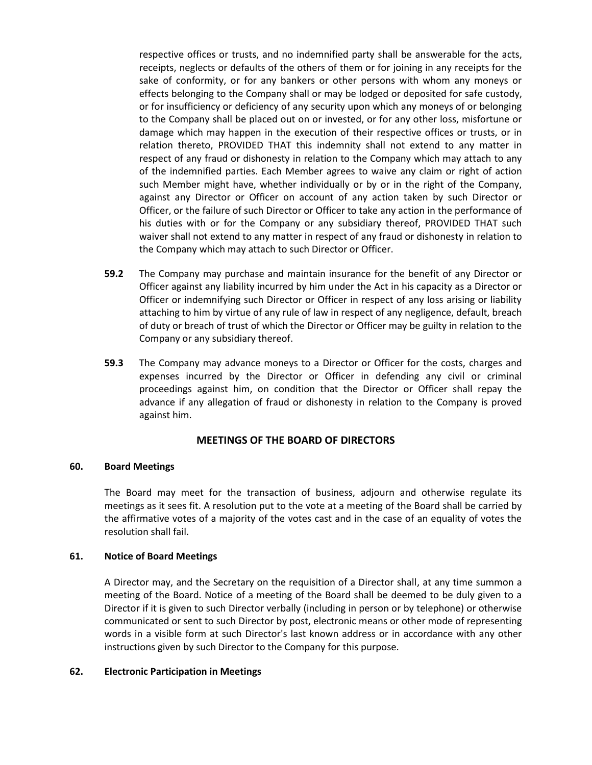respective offices or trusts, and no indemnified party shall be answerable for the acts, receipts, neglects or defaults of the others of them or for joining in any receipts for the sake of conformity, or for any bankers or other persons with whom any moneys or effects belonging to the Company shall or may be lodged or deposited for safe custody, or for insufficiency or deficiency of any security upon which any moneys of or belonging to the Company shall be placed out on or invested, or for any other loss, misfortune or damage which may happen in the execution of their respective offices or trusts, or in relation thereto, PROVIDED THAT this indemnity shall not extend to any matter in respect of any fraud or dishonesty in relation to the Company which may attach to any of the indemnified parties. Each Member agrees to waive any claim or right of action such Member might have, whether individually or by or in the right of the Company, against any Director or Officer on account of any action taken by such Director or Officer, or the failure of such Director or Officer to take any action in the performance of his duties with or for the Company or any subsidiary thereof, PROVIDED THAT such waiver shall not extend to any matter in respect of any fraud or dishonesty in relation to the Company which may attach to such Director or Officer.

**59.2** The Company may purchase and maintain insurance for the benefit of any Director or Officer against any liability incurred by him under the Act in his capacity as a Director or Officer or indemnifying such Director or Officer in respect of any loss arising or liability attaching to him by virtue of any rule of law in respect of any negligence, default, breach of duty or breach of trust of which the Director or Officer may be guilty in relation to the Company or any subsidiary thereof.

**59.3** The Company may advance moneys to a Director or Officer for the costs, charges and expenses incurred by the Director or Officer in defending any civil or criminal proceedings against him, on condition that the Director or Officer shall repay the advance if any allegation of fraud or dishonesty in relation to the Company is proved against him.

## MEETINGS OF THE BOARD OF DIRECTORS

### 60. Board Meetings

The Board may meet for the transaction of business, adjourn and otherwise regulate its meetings as it sees fit. A resolution put to the vote at a meeting of the Board shall be carried by the affirmative votes of a majority of the votes cast and in the case of an equality of votes the resolution shall fail.

### 61. Notice of Board Meetings

A Director may, and the Secretary on the requisition of a Director shall, at any time summon a meeting of the Board. Notice of a meeting of the Board shall be deemed to be duly given to a Director if it is given to such Director verbally (including in person or by telephone) or otherwise communicated or sent to such Director by post, electronic means or other mode of representing words in a visible form at such Director's last known address or in accordance with any other instructions given by such Director to the Company for this purpose.

### 62. Electronic Participation in Meetings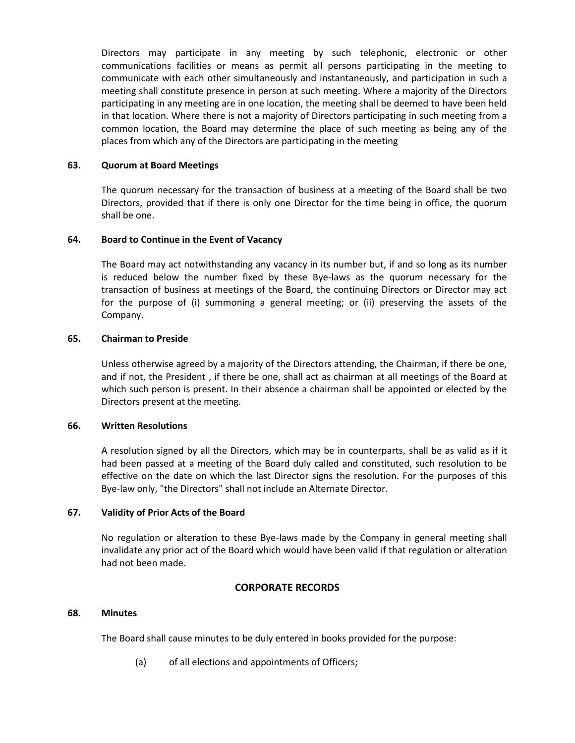Directors may participate in any meeting by such telephonic, electronic or other communications facilities or means as permit all persons participating in the meeting to communicate with each other simultaneously and instantaneously, and participation in such a meeting shall constitute presence in person at such meeting. Where a majority of the Directors participating in any meeting are in one location, the meeting shall be deemed to have been held in that location. Where there is not a majority of Directors participating in such meeting from a common location, the Board may determine the place of such meeting as being any of the places from which any of the Directors are participating in the meeting

### 63. Quorum at Board Meetings

The quorum necessary for the transaction of business at a meeting of the Board shall be two Directors, provided that if there is only one Director for the time being in office, the quorum shall be one.

### 64. Board to Continue in the Event of Vacancy

The Board may act notwithstanding any vacancy in its number but, if and so long as its number is reduced below the number fixed by these Bye-laws as the quorum necessary for the transaction of business at meetings of the Board, the continuing Directors or Director may act for the purpose of (i) summoning a general meeting; or (ii) preserving the assets of the Company.

### 65. Chairman to Preside

Unless otherwise agreed by a majority of the Directors attending, the Chairman, if there be one, and if not, the President , if there be one, shall act as chairman at all meetings of the Board at which such person is present. In their absence a chairman shall be appointed or elected by the Directors present at the meeting.

### 66. Written Resolutions

A resolution signed by all the Directors, which may be in counterparts, shall be as valid as if it had been passed at a meeting of the Board duly called and constituted, such resolution to be effective on the date on which the last Director signs the resolution. For the purposes of this Bye-law only, "the Directors" shall not include an Alternate Director.

### 67. Validity of Prior Acts of the Board

No regulation or alteration to these Bye-laws made by the Company in general meeting shall invalidate any prior act of the Board which would have been valid if that regulation or alteration had not been made.

## CORPORATE RECORDS

### 68. Minutes

The Board shall cause minutes to be duly entered in books provided for the purpose:

(a) of all elections and appointments of Officers;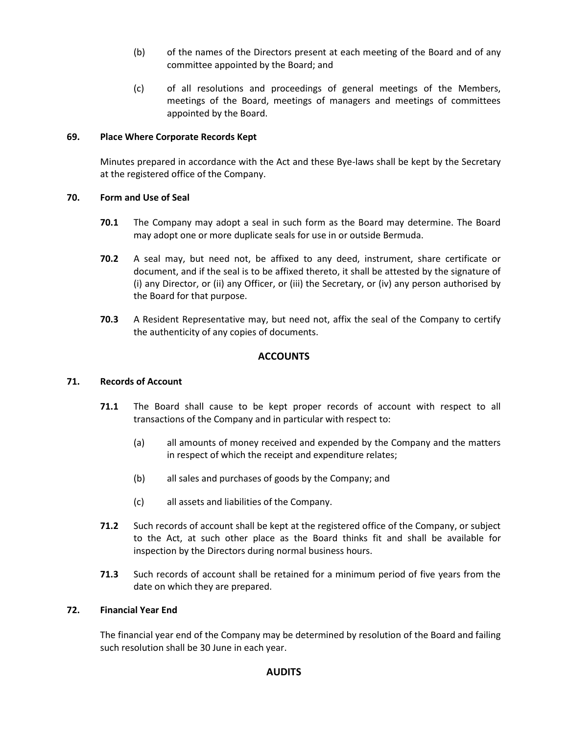(b) of the names of the Directors present at each meeting of the Board and of any committee appointed by the Board; and

(c) of all resolutions and proceedings of general meetings of the Members, meetings of the Board, meetings of managers and meetings of committees appointed by the Board.

**69. Place Where Corporate Records Kept**

Minutes prepared in accordance with the Act and these Bye-laws shall be kept by the Secretary at the registered office of the Company.

**70. Form and Use of Seal**

**70.1** The Company may adopt a seal in such form as the Board may determine. The Board may adopt one or more duplicate seals for use in or outside Bermuda.

**70.2** A seal may, but need not, be affixed to any deed, instrument, share certificate or document, and if the seal is to be affixed thereto, it shall be attested by the signature of (i) any Director, or (ii) any Officer, or (iii) the Secretary, or (iv) any person authorised by the Board for that purpose.

**70.3** A Resident Representative may, but need not, affix the seal of the Company to certify the authenticity of any copies of documents.

## ACCOUNTS

**71. Records of Account**

**71.1** The Board shall cause to be kept proper records of account with respect to all transactions of the Company and in particular with respect to:

(a) all amounts of money received and expended by the Company and the matters in respect of which the receipt and expenditure relates;

(b) all sales and purchases of goods by the Company; and

(c) all assets and liabilities of the Company.

**71.2** Such records of account shall be kept at the registered office of the Company, or subject to the Act, at such other place as the Board thinks fit and shall be available for inspection by the Directors during normal business hours.

**71.3** Such records of account shall be retained for a minimum period of five years from the date on which they are prepared.

**72. Financial Year End**

The financial year end of the Company may be determined by resolution of the Board and failing such resolution shall be 30 June in each year.

## AUDITS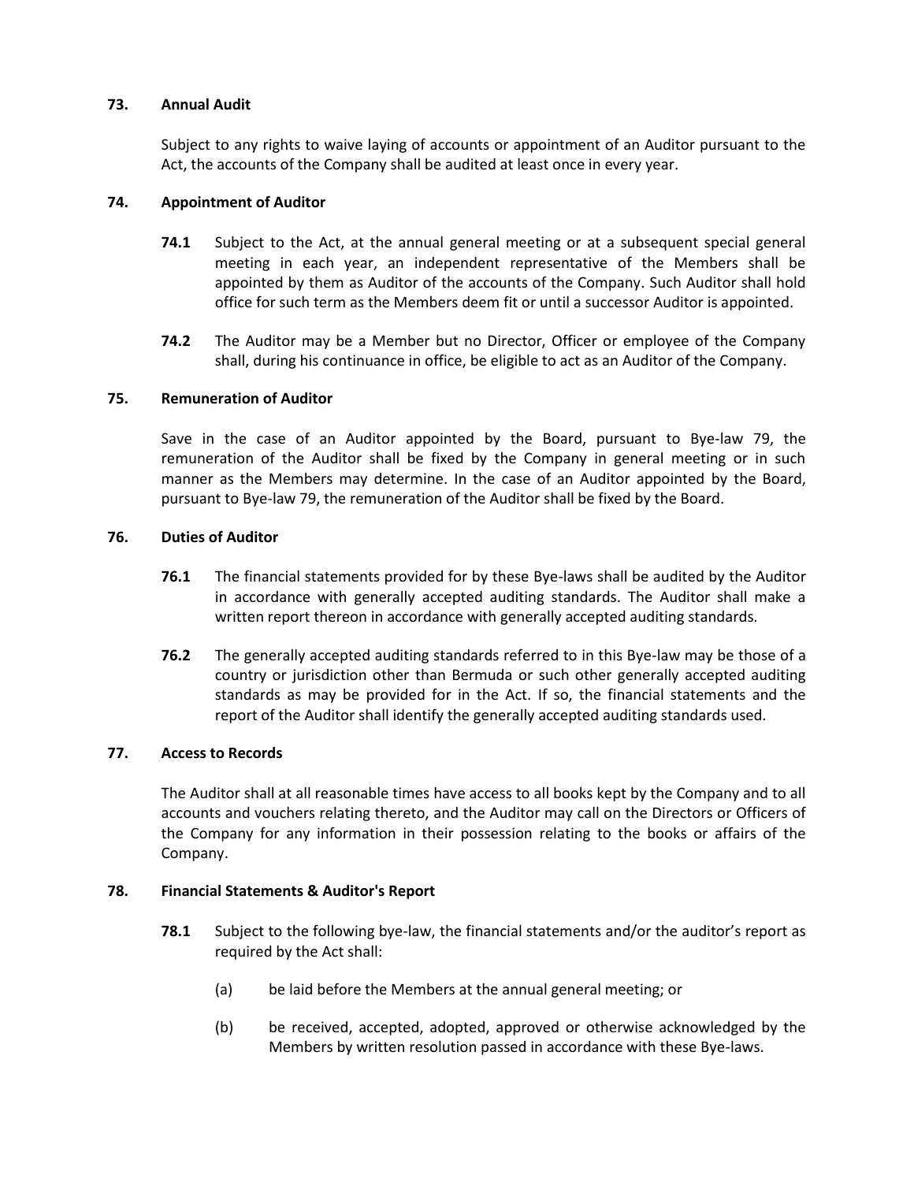**73. Annual Audit**

Subject to any rights to waive laying of accounts or appointment of an Auditor pursuant to the Act, the accounts of the Company shall be audited at least once in every year.

**74. Appointment of Auditor**

**74.1** Subject to the Act, at the annual general meeting or at a subsequent special general meeting in each year, an independent representative of the Members shall be appointed by them as Auditor of the accounts of the Company. Such Auditor shall hold office for such term as the Members deem fit or until a successor Auditor is appointed.

**74.2** The Auditor may be a Member but no Director, Officer or employee of the Company shall, during his continuance in office, be eligible to act as an Auditor of the Company.

**75. Remuneration of Auditor**

Save in the case of an Auditor appointed by the Board, pursuant to Bye-law 79, the remuneration of the Auditor shall be fixed by the Company in general meeting or in such manner as the Members may determine. In the case of an Auditor appointed by the Board, pursuant to Bye-law 79, the remuneration of the Auditor shall be fixed by the Board.

**76. Duties of Auditor**

**76.1** The financial statements provided for by these Bye-laws shall be audited by the Auditor in accordance with generally accepted auditing standards. The Auditor shall make a written report thereon in accordance with generally accepted auditing standards.

**76.2** The generally accepted auditing standards referred to in this Bye-law may be those of a country or jurisdiction other than Bermuda or such other generally accepted auditing standards as may be provided for in the Act. If so, the financial statements and the report of the Auditor shall identify the generally accepted auditing standards used.

**77. Access to Records**

The Auditor shall at all reasonable times have access to all books kept by the Company and to all accounts and vouchers relating thereto, and the Auditor may call on the Directors or Officers of the Company for any information in their possession relating to the books or affairs of the Company.

**78. Financial Statements & Auditor's Report**

**78.1** Subject to the following bye-law, the financial statements and/or the auditor's report as required by the Act shall:

(a) be laid before the Members at the annual general meeting; or

(b) be received, accepted, adopted, approved or otherwise acknowledged by the Members by written resolution passed in accordance with these Bye-laws.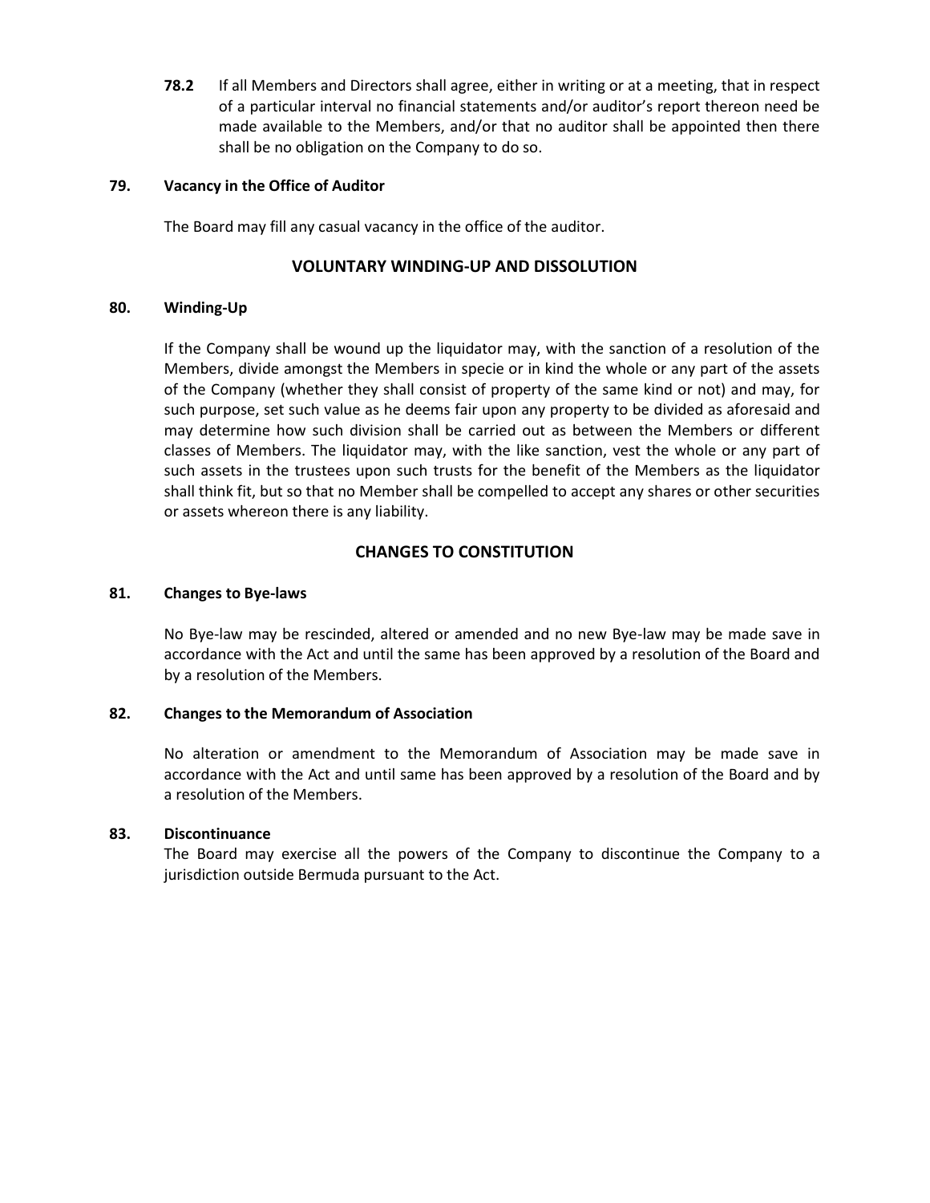**78.2** If all Members and Directors shall agree, either in writing or at a meeting, that in respect of a particular interval no financial statements and/or auditor's report thereon need be made available to the Members, and/or that no auditor shall be appointed then there shall be no obligation on the Company to do so.

### 79. Vacancy in the Office of Auditor

The Board may fill any casual vacancy in the office of the auditor.

## VOLUNTARY WINDING-UP AND DISSOLUTION

### 80. Winding-Up

If the Company shall be wound up the liquidator may, with the sanction of a resolution of the Members, divide amongst the Members in specie or in kind the whole or any part of the assets of the Company (whether they shall consist of property of the same kind or not) and may, for such purpose, set such value as he deems fair upon any property to be divided as aforesaid and may determine how such division shall be carried out as between the Members or different classes of Members. The liquidator may, with the like sanction, vest the whole or any part of such assets in the trustees upon such trusts for the benefit of the Members as the liquidator shall think fit, but so that no Member shall be compelled to accept any shares or other securities or assets whereon there is any liability.

## CHANGES TO CONSTITUTION

### 81. Changes to Bye-laws

No Bye-law may be rescinded, altered or amended and no new Bye-law may be made save in accordance with the Act and until the same has been approved by a resolution of the Board and by a resolution of the Members.

### 82. Changes to the Memorandum of Association

No alteration or amendment to the Memorandum of Association may be made save in accordance with the Act and until same has been approved by a resolution of the Board and by a resolution of the Members.

### 83. Discontinuance

The Board may exercise all the powers of the Company to discontinue the Company to a jurisdiction outside Bermuda pursuant to the Act.